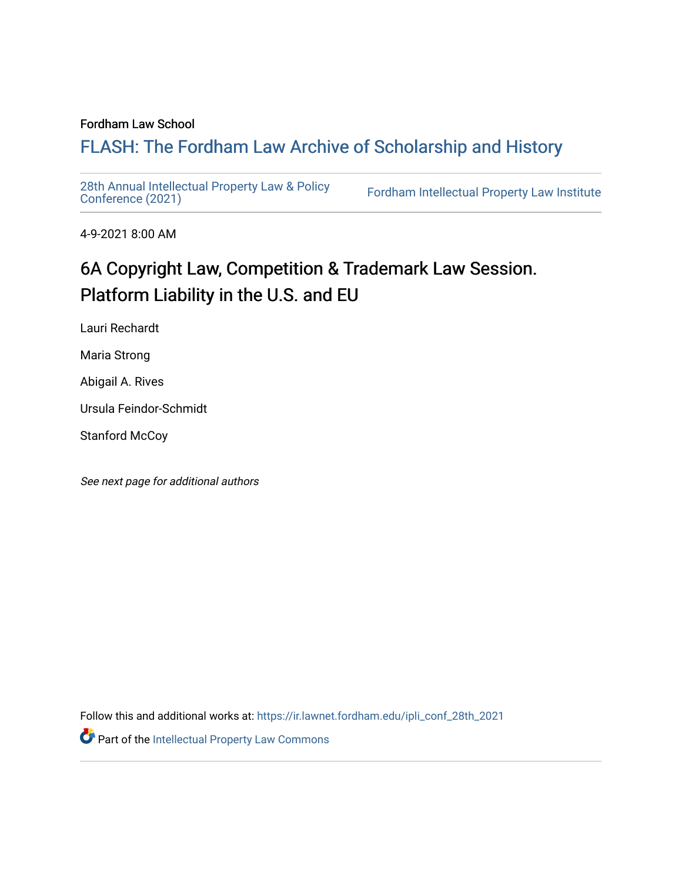Fordham Law School

# FLASH: The Fordham Law Archive of Scholarship and History

28th Annual Intellectual Property Law & Policy Conference (2021) | Fordham Intellectual Property Law Institute

4-9-2021 8:00 AM

## 6A Copyright Law, Competition & Trademark Law Session. Platform Liability in the U.S. and EU

Lauri Rechardt

Maria Strong

Abigail A. Rives

Ursula Feindor-Schmidt

Stanford McCoy

*See next page for additional authors*

Follow this and additional works at: https://ir.lawnet.fordham.edu/ipli_conf_28th_2021

Part of the Intellectual Property Law Commons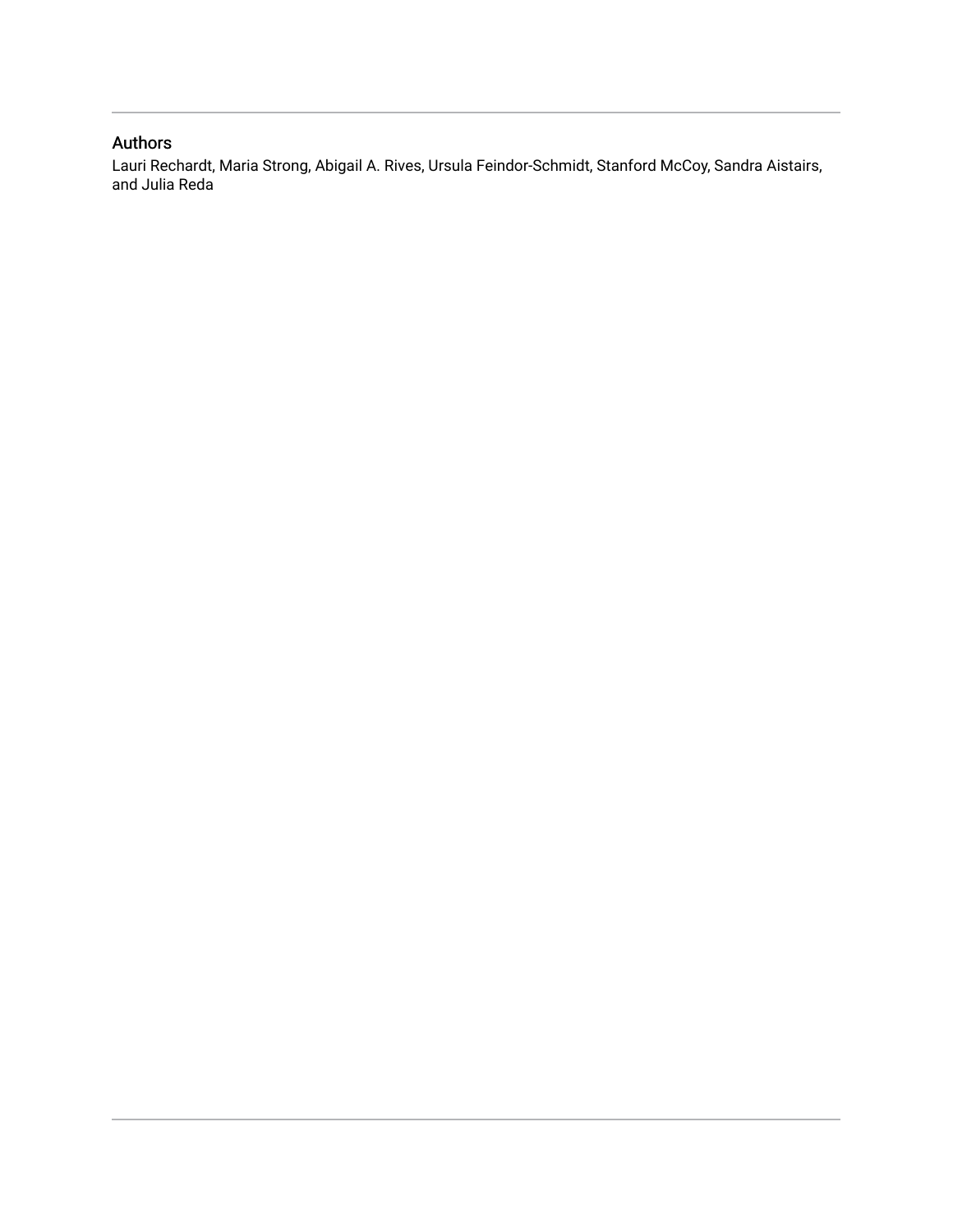## Authors

Lauri Rechardt, Maria Strong, Abigail A. Rives, Ursula Feindor-Schmidt, Stanford McCoy, Sandra Aistairs, and Julia Reda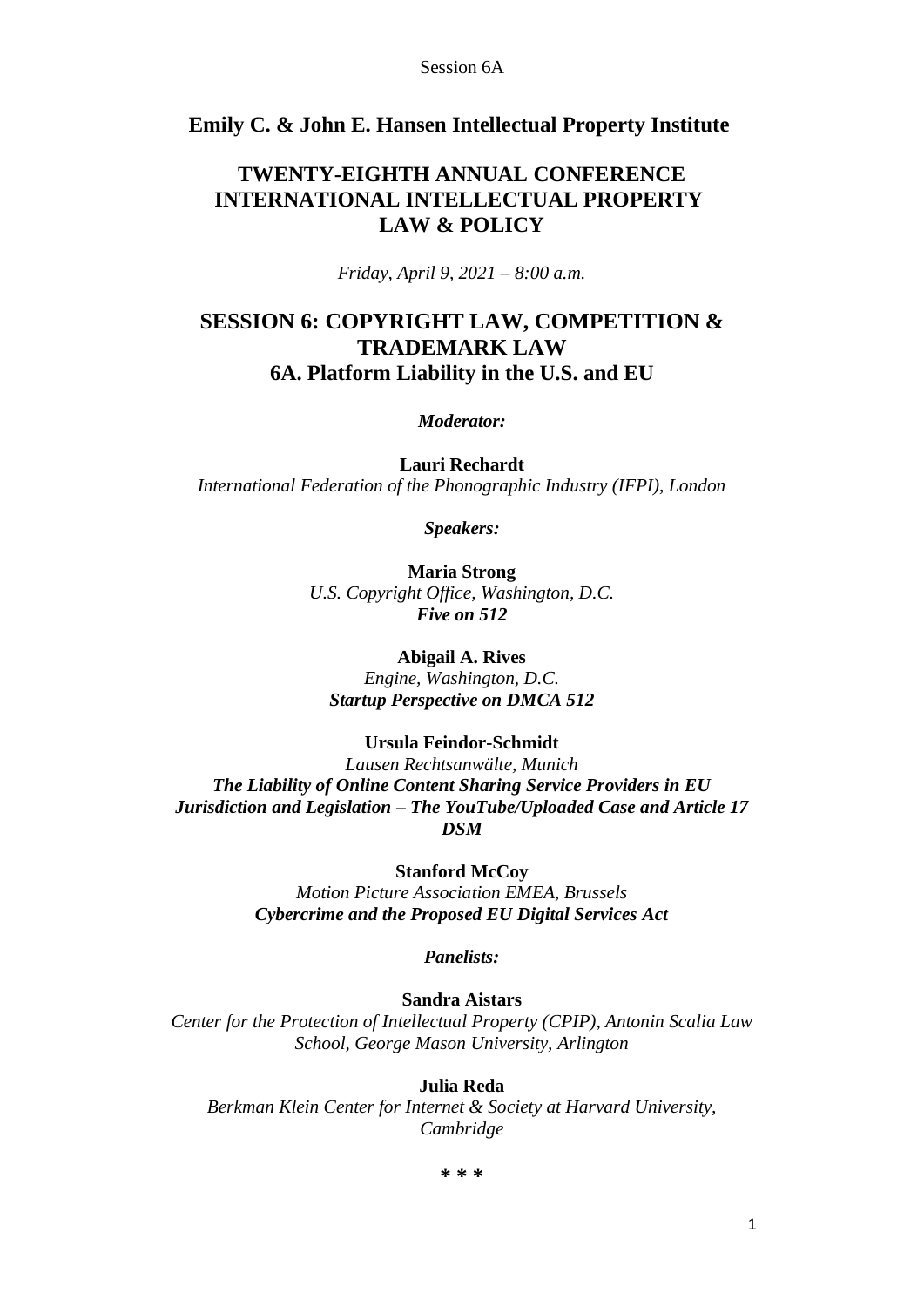**Emily C. & John E. Hansen Intellectual Property Institute**

# TWENTY-EIGHTH ANNUAL CONFERENCE INTERNATIONAL INTELLECTUAL PROPERTY LAW & POLICY

*Friday, April 9, 2021 – 8:00 a.m.*

## SESSION 6: COPYRIGHT LAW, COMPETITION & TRADEMARK LAW
## 6A. Platform Liability in the U.S. and EU

***Moderator:***

**Lauri Rechardt**
*International Federation of the Phonographic Industry (IFPI), London*

***Speakers:***

**Maria Strong**
*U.S. Copyright Office, Washington, D.C.*
***Five on 512***

**Abigail A. Rives**
*Engine, Washington, D.C.*
***Startup Perspective on DMCA 512***

**Ursula Feindor-Schmidt**
*Lausen Rechtsanwälte, Munich*
***The Liability of Online Content Sharing Service Providers in EU Jurisdiction and Legislation – The YouTube/Uploaded Case and Article 17 DSM***

**Stanford McCoy**
*Motion Picture Association EMEA, Brussels*
***Cybercrime and the Proposed EU Digital Services Act***

***Panelists:***

**Sandra Aistars**
*Center for the Protection of Intellectual Property (CPIP), Antonin Scalia Law School, George Mason University, Arlington*

**Julia Reda**
*Berkman Klein Center for Internet & Society at Harvard University, Cambridge*

\* \* \*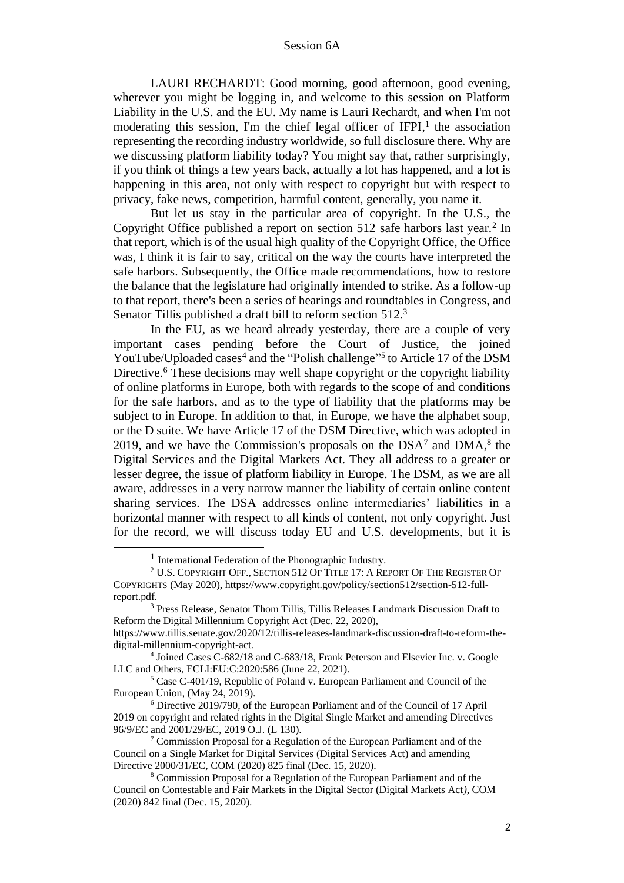LAURI RECHARDT: Good morning, good afternoon, good evening, wherever you might be logging in, and welcome to this session on Platform Liability in the U.S. and the EU. My name is Lauri Rechardt, and when I'm not moderating this session, I'm the chief legal officer of IFPI,[1] the association representing the recording industry worldwide, so full disclosure there. Why are we discussing platform liability today? You might say that, rather surprisingly, if you think of things a few years back, actually a lot has happened, and a lot is happening in this area, not only with respect to copyright but with respect to privacy, fake news, competition, harmful content, generally, you name it.

But let us stay in the particular area of copyright. In the U.S., the Copyright Office published a report on section 512 safe harbors last year.[2] In that report, which is of the usual high quality of the Copyright Office, the Office was, I think it is fair to say, critical on the way the courts have interpreted the safe harbors. Subsequently, the Office made recommendations, how to restore the balance that the legislature had originally intended to strike. As a follow-up to that report, there's been a series of hearings and roundtables in Congress, and Senator Tillis published a draft bill to reform section 512.[3]

In the EU, as we heard already yesterday, there are a couple of very important cases pending before the Court of Justice, the joined YouTube/Uploaded cases[4] and the "Polish challenge"[5] to Article 17 of the DSM Directive.[6] These decisions may well shape copyright or the copyright liability of online platforms in Europe, both with regards to the scope of and conditions for the safe harbors, and as to the type of liability that the platforms may be subject to in Europe. In addition to that, in Europe, we have the alphabet soup, or the D suite. We have Article 17 of the DSM Directive, which was adopted in 2019, and we have the Commission's proposals on the DSA[7] and DMA,[8] the Digital Services and the Digital Markets Act. They all address to a greater or lesser degree, the issue of platform liability in Europe. The DSM, as we are all aware, addresses in a very narrow manner the liability of certain online content sharing services. The DSA addresses online intermediaries' liabilities in a horizontal manner with respect to all kinds of content, not only copyright. Just for the record, we will discuss today EU and U.S. developments, but it is

---

[1] International Federation of the Phonographic Industry.

[2] U.S. COPYRIGHT OFF., SECTION 512 OF TITLE 17: A REPORT OF THE REGISTER OF COPYRIGHTS (May 2020), https://www.copyright.gov/policy/section512/section-512-full-report.pdf.

[3] Press Release, Senator Thom Tillis, Tillis Releases Landmark Discussion Draft to Reform the Digital Millennium Copyright Act (Dec. 22, 2020), https://www.tillis.senate.gov/2020/12/tillis-releases-landmark-discussion-draft-to-reform-the-digital-millennium-copyright-act.

[4] Joined Cases C-682/18 and C-683/18, Frank Peterson and Elsevier Inc. v. Google LLC and Others, ECLI:EU:C:2020:586 (June 22, 2021).

[5] Case C-401/19, Republic of Poland v. European Parliament and Council of the European Union, (May 24, 2019).

[6] Directive 2019/790, of the European Parliament and of the Council of 17 April 2019 on copyright and related rights in the Digital Single Market and amending Directives 96/9/EC and 2001/29/EC, 2019 O.J. (L 130).

[7] Commission Proposal for a Regulation of the European Parliament and of the Council on a Single Market for Digital Services (Digital Services Act) and amending Directive 2000/31/EC, COM (2020) 825 final (Dec. 15, 2020).

[8] Commission Proposal for a Regulation of the European Parliament and of the Council on Contestable and Fair Markets in the Digital Sector (Digital Markets Act), COM (2020) 842 final (Dec. 15, 2020).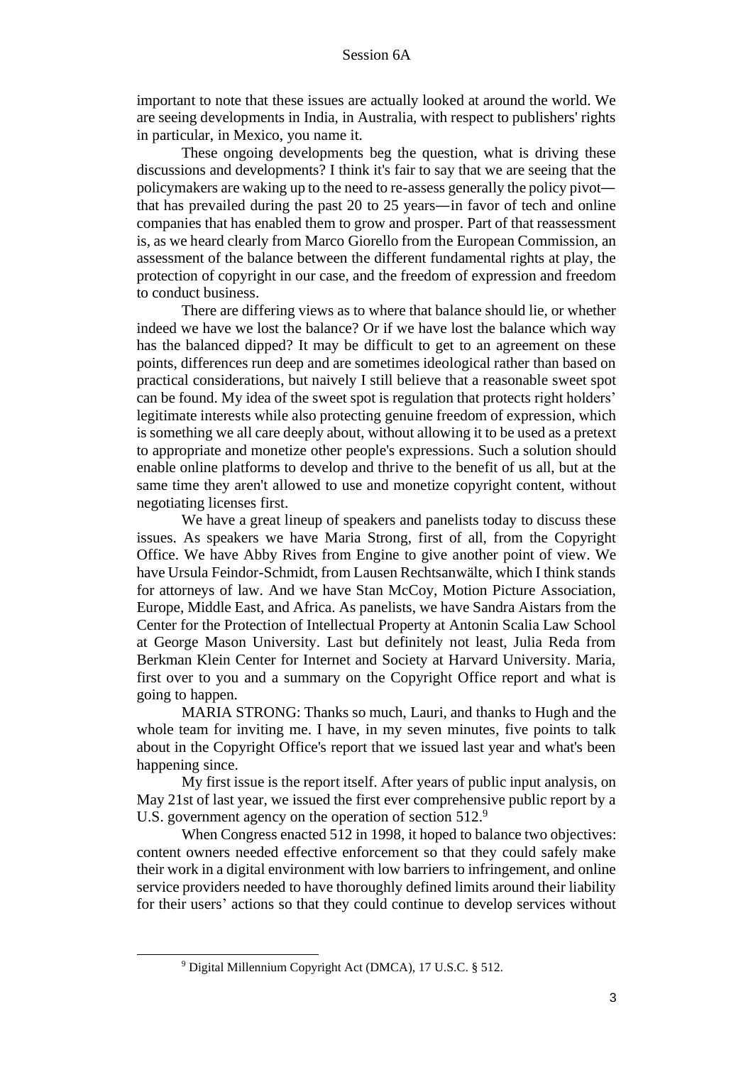important to note that these issues are actually looked at around the world. We are seeing developments in India, in Australia, with respect to publishers' rights in particular, in Mexico, you name it.

These ongoing developments beg the question, what is driving these discussions and developments? I think it's fair to say that we are seeing that the policymakers are waking up to the need to re-assess generally the policy pivot—that has prevailed during the past 20 to 25 years—in favor of tech and online companies that has enabled them to grow and prosper. Part of that reassessment is, as we heard clearly from Marco Giorello from the European Commission, an assessment of the balance between the different fundamental rights at play, the protection of copyright in our case, and the freedom of expression and freedom to conduct business.

There are differing views as to where that balance should lie, or whether indeed we have we lost the balance? Or if we have lost the balance which way has the balanced dipped? It may be difficult to get to an agreement on these points, differences run deep and are sometimes ideological rather than based on practical considerations, but naively I still believe that a reasonable sweet spot can be found. My idea of the sweet spot is regulation that protects right holders' legitimate interests while also protecting genuine freedom of expression, which is something we all care deeply about, without allowing it to be used as a pretext to appropriate and monetize other people's expressions. Such a solution should enable online platforms to develop and thrive to the benefit of us all, but at the same time they aren't allowed to use and monetize copyright content, without negotiating licenses first.

We have a great lineup of speakers and panelists today to discuss these issues. As speakers we have Maria Strong, first of all, from the Copyright Office. We have Abby Rives from Engine to give another point of view. We have Ursula Feindor-Schmidt, from Lausen Rechtsanwälte, which I think stands for attorneys of law. And we have Stan McCoy, Motion Picture Association, Europe, Middle East, and Africa. As panelists, we have Sandra Aistars from the Center for the Protection of Intellectual Property at Antonin Scalia Law School at George Mason University. Last but definitely not least, Julia Reda from Berkman Klein Center for Internet and Society at Harvard University. Maria, first over to you and a summary on the Copyright Office report and what is going to happen.

MARIA STRONG: Thanks so much, Lauri, and thanks to Hugh and the whole team for inviting me. I have, in my seven minutes, five points to talk about in the Copyright Office's report that we issued last year and what's been happening since.

My first issue is the report itself. After years of public input analysis, on May 21st of last year, we issued the first ever comprehensive public report by a U.S. government agency on the operation of section 512.[9]

When Congress enacted 512 in 1998, it hoped to balance two objectives: content owners needed effective enforcement so that they could safely make their work in a digital environment with low barriers to infringement, and online service providers needed to have thoroughly defined limits around their liability for their users' actions so that they could continue to develop services without

[9] Digital Millennium Copyright Act (DMCA), 17 U.S.C. § 512.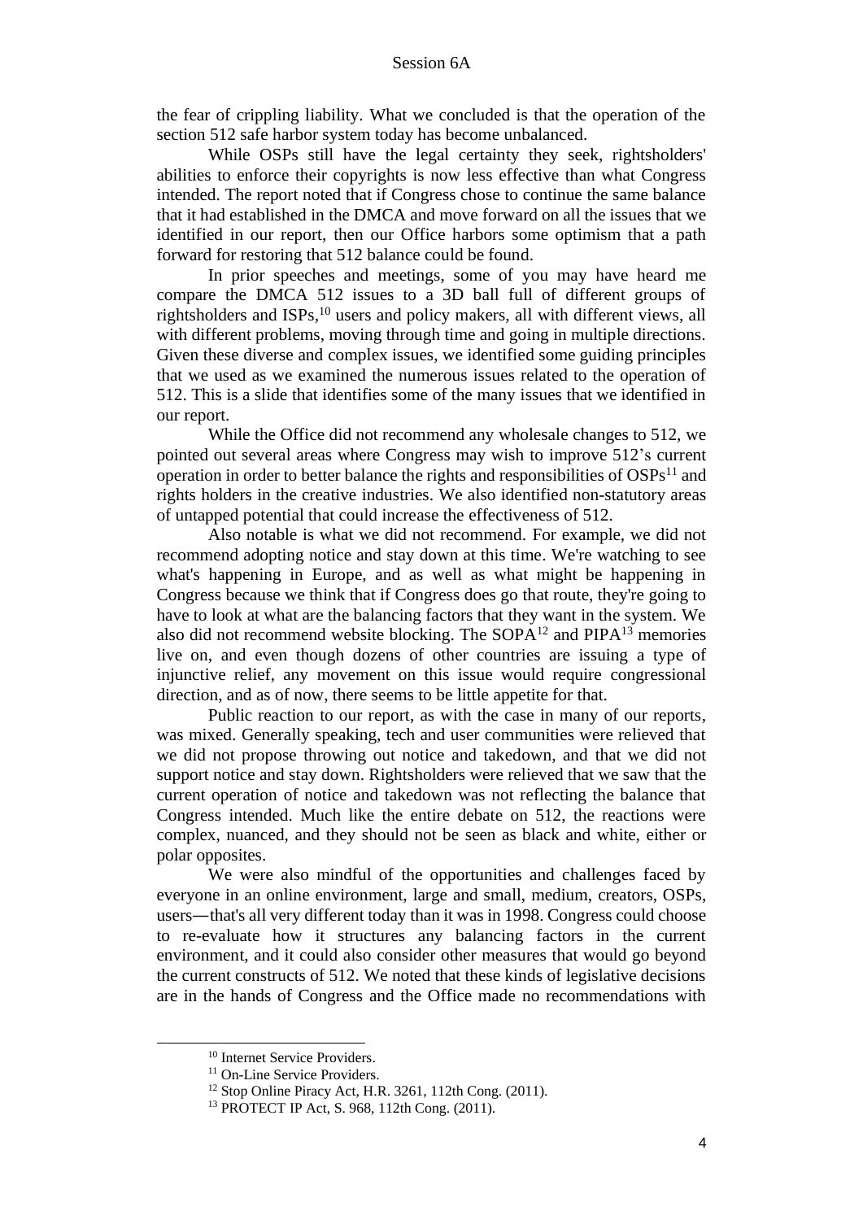the fear of crippling liability. What we concluded is that the operation of the section 512 safe harbor system today has become unbalanced.

While OSPs still have the legal certainty they seek, rightsholders' abilities to enforce their copyrights is now less effective than what Congress intended. The report noted that if Congress chose to continue the same balance that it had established in the DMCA and move forward on all the issues that we identified in our report, then our Office harbors some optimism that a path forward for restoring that 512 balance could be found.

In prior speeches and meetings, some of you may have heard me compare the DMCA 512 issues to a 3D ball full of different groups of rightsholders and ISPs,[10] users and policy makers, all with different views, all with different problems, moving through time and going in multiple directions. Given these diverse and complex issues, we identified some guiding principles that we used as we examined the numerous issues related to the operation of 512. This is a slide that identifies some of the many issues that we identified in our report.

While the Office did not recommend any wholesale changes to 512, we pointed out several areas where Congress may wish to improve 512's current operation in order to better balance the rights and responsibilities of OSPs[11] and rights holders in the creative industries. We also identified non-statutory areas of untapped potential that could increase the effectiveness of 512.

Also notable is what we did not recommend. For example, we did not recommend adopting notice and stay down at this time. We're watching to see what's happening in Europe, and as well as what might be happening in Congress because we think that if Congress does go that route, they're going to have to look at what are the balancing factors that they want in the system. We also did not recommend website blocking. The SOPA[12] and PIPA[13] memories live on, and even though dozens of other countries are issuing a type of injunctive relief, any movement on this issue would require congressional direction, and as of now, there seems to be little appetite for that.

Public reaction to our report, as with the case in many of our reports, was mixed. Generally speaking, tech and user communities were relieved that we did not propose throwing out notice and takedown, and that we did not support notice and stay down. Rightsholders were relieved that we saw that the current operation of notice and takedown was not reflecting the balance that Congress intended. Much like the entire debate on 512, the reactions were complex, nuanced, and they should not be seen as black and white, either or polar opposites.

We were also mindful of the opportunities and challenges faced by everyone in an online environment, large and small, medium, creators, OSPs, users—that's all very different today than it was in 1998. Congress could choose to re-evaluate how it structures any balancing factors in the current environment, and it could also consider other measures that would go beyond the current constructs of 512. We noted that these kinds of legislative decisions are in the hands of Congress and the Office made no recommendations with

[10] Internet Service Providers.

[11] On-Line Service Providers.

[12] Stop Online Piracy Act, H.R. 3261, 112th Cong. (2011).

[13] PROTECT IP Act, S. 968, 112th Cong. (2011).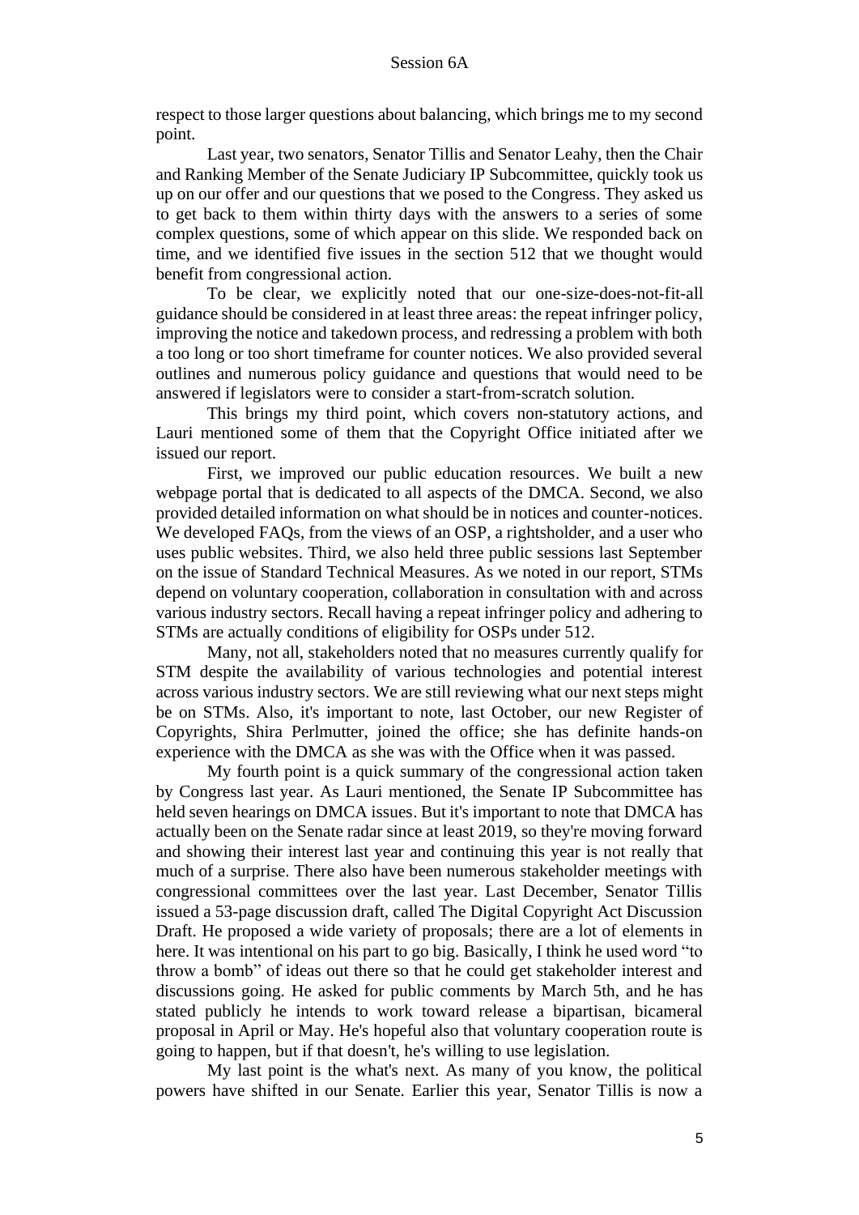respect to those larger questions about balancing, which brings me to my second point.

Last year, two senators, Senator Tillis and Senator Leahy, then the Chair and Ranking Member of the Senate Judiciary IP Subcommittee, quickly took us up on our offer and our questions that we posed to the Congress. They asked us to get back to them within thirty days with the answers to a series of some complex questions, some of which appear on this slide. We responded back on time, and we identified five issues in the section 512 that we thought would benefit from congressional action.

To be clear, we explicitly noted that our one-size-does-not-fit-all guidance should be considered in at least three areas: the repeat infringer policy, improving the notice and takedown process, and redressing a problem with both a too long or too short timeframe for counter notices. We also provided several outlines and numerous policy guidance and questions that would need to be answered if legislators were to consider a start-from-scratch solution.

This brings my third point, which covers non-statutory actions, and Lauri mentioned some of them that the Copyright Office initiated after we issued our report.

First, we improved our public education resources. We built a new webpage portal that is dedicated to all aspects of the DMCA. Second, we also provided detailed information on what should be in notices and counter-notices. We developed FAQs, from the views of an OSP, a rightsholder, and a user who uses public websites. Third, we also held three public sessions last September on the issue of Standard Technical Measures. As we noted in our report, STMs depend on voluntary cooperation, collaboration in consultation with and across various industry sectors. Recall having a repeat infringer policy and adhering to STMs are actually conditions of eligibility for OSPs under 512.

Many, not all, stakeholders noted that no measures currently qualify for STM despite the availability of various technologies and potential interest across various industry sectors. We are still reviewing what our next steps might be on STMs. Also, it's important to note, last October, our new Register of Copyrights, Shira Perlmutter, joined the office; she has definite hands-on experience with the DMCA as she was with the Office when it was passed.

My fourth point is a quick summary of the congressional action taken by Congress last year. As Lauri mentioned, the Senate IP Subcommittee has held seven hearings on DMCA issues. But it's important to note that DMCA has actually been on the Senate radar since at least 2019, so they're moving forward and showing their interest last year and continuing this year is not really that much of a surprise. There also have been numerous stakeholder meetings with congressional committees over the last year. Last December, Senator Tillis issued a 53-page discussion draft, called The Digital Copyright Act Discussion Draft. He proposed a wide variety of proposals; there are a lot of elements in here. It was intentional on his part to go big. Basically, I think he used word "to throw a bomb" of ideas out there so that he could get stakeholder interest and discussions going. He asked for public comments by March 5th, and he has stated publicly he intends to work toward release a bipartisan, bicameral proposal in April or May. He's hopeful also that voluntary cooperation route is going to happen, but if that doesn't, he's willing to use legislation.

My last point is the what's next. As many of you know, the political powers have shifted in our Senate. Earlier this year, Senator Tillis is now a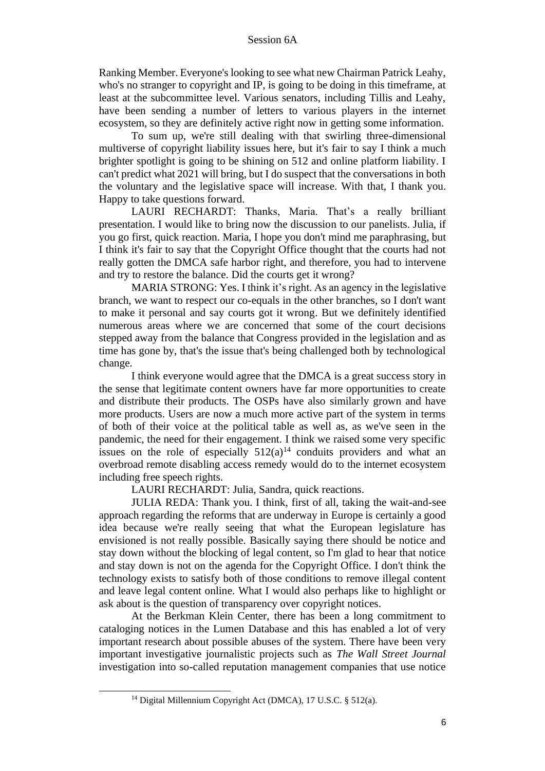Ranking Member. Everyone's looking to see what new Chairman Patrick Leahy, who's no stranger to copyright and IP, is going to be doing in this timeframe, at least at the subcommittee level. Various senators, including Tillis and Leahy, have been sending a number of letters to various players in the internet ecosystem, so they are definitely active right now in getting some information.

To sum up, we're still dealing with that swirling three-dimensional multiverse of copyright liability issues here, but it's fair to say I think a much brighter spotlight is going to be shining on 512 and online platform liability. I can't predict what 2021 will bring, but I do suspect that the conversations in both the voluntary and the legislative space will increase. With that, I thank you. Happy to take questions forward.

LAURI RECHARDT: Thanks, Maria. That's a really brilliant presentation. I would like to bring now the discussion to our panelists. Julia, if you go first, quick reaction. Maria, I hope you don't mind me paraphrasing, but I think it's fair to say that the Copyright Office thought that the courts had not really gotten the DMCA safe harbor right, and therefore, you had to intervene and try to restore the balance. Did the courts get it wrong?

MARIA STRONG: Yes. I think it's right. As an agency in the legislative branch, we want to respect our co-equals in the other branches, so I don't want to make it personal and say courts got it wrong. But we definitely identified numerous areas where we are concerned that some of the court decisions stepped away from the balance that Congress provided in the legislation and as time has gone by, that's the issue that's being challenged both by technological change.

I think everyone would agree that the DMCA is a great success story in the sense that legitimate content owners have far more opportunities to create and distribute their products. The OSPs have also similarly grown and have more products. Users are now a much more active part of the system in terms of both of their voice at the political table as well as, as we've seen in the pandemic, the need for their engagement. I think we raised some very specific issues on the role of especially 512(a)[14] conduits providers and what an overbroad remote disabling access remedy would do to the internet ecosystem including free speech rights.

LAURI RECHARDT: Julia, Sandra, quick reactions.

JULIA REDA: Thank you. I think, first of all, taking the wait-and-see approach regarding the reforms that are underway in Europe is certainly a good idea because we're really seeing that what the European legislature has envisioned is not really possible. Basically saying there should be notice and stay down without the blocking of legal content, so I'm glad to hear that notice and stay down is not on the agenda for the Copyright Office. I don't think the technology exists to satisfy both of those conditions to remove illegal content and leave legal content online. What I would also perhaps like to highlight or ask about is the question of transparency over copyright notices.

At the Berkman Klein Center, there has been a long commitment to cataloging notices in the Lumen Database and this has enabled a lot of very important research about possible abuses of the system. There have been very important investigative journalistic projects such as *The Wall Street Journal* investigation into so-called reputation management companies that use notice

[14] Digital Millennium Copyright Act (DMCA), 17 U.S.C. § 512(a).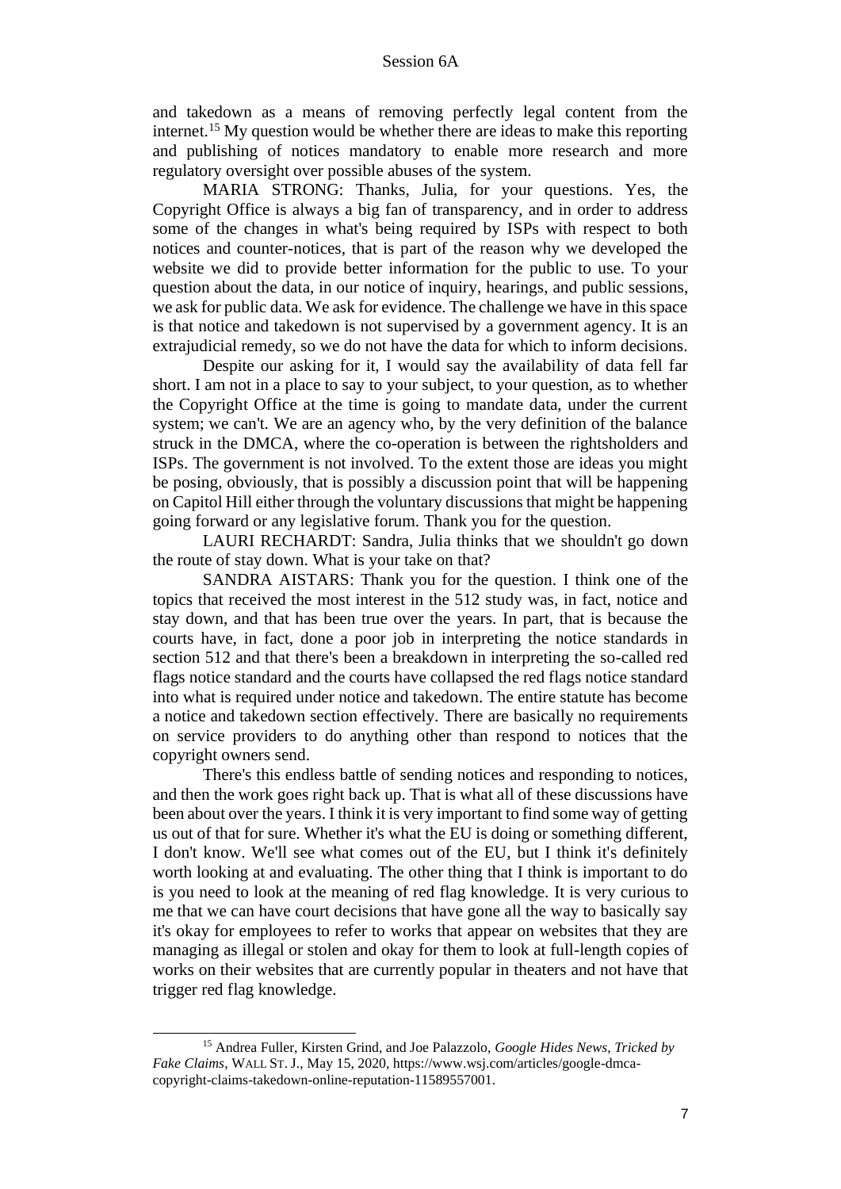and takedown as a means of removing perfectly legal content from the internet.[15] My question would be whether there are ideas to make this reporting and publishing of notices mandatory to enable more research and more regulatory oversight over possible abuses of the system.

MARIA STRONG: Thanks, Julia, for your questions. Yes, the Copyright Office is always a big fan of transparency, and in order to address some of the changes in what's being required by ISPs with respect to both notices and counter-notices, that is part of the reason why we developed the website we did to provide better information for the public to use. To your question about the data, in our notice of inquiry, hearings, and public sessions, we ask for public data. We ask for evidence. The challenge we have in this space is that notice and takedown is not supervised by a government agency. It is an extrajudicial remedy, so we do not have the data for which to inform decisions.

Despite our asking for it, I would say the availability of data fell far short. I am not in a place to say to your subject, to your question, as to whether the Copyright Office at the time is going to mandate data, under the current system; we can't. We are an agency who, by the very definition of the balance struck in the DMCA, where the co-operation is between the rightsholders and ISPs. The government is not involved. To the extent those are ideas you might be posing, obviously, that is possibly a discussion point that will be happening on Capitol Hill either through the voluntary discussions that might be happening going forward or any legislative forum. Thank you for the question.

LAURI RECHARDT: Sandra, Julia thinks that we shouldn't go down the route of stay down. What is your take on that?

SANDRA AISTARS: Thank you for the question. I think one of the topics that received the most interest in the 512 study was, in fact, notice and stay down, and that has been true over the years. In part, that is because the courts have, in fact, done a poor job in interpreting the notice standards in section 512 and that there's been a breakdown in interpreting the so-called red flags notice standard and the courts have collapsed the red flags notice standard into what is required under notice and takedown. The entire statute has become a notice and takedown section effectively. There are basically no requirements on service providers to do anything other than respond to notices that the copyright owners send.

There's this endless battle of sending notices and responding to notices, and then the work goes right back up. That is what all of these discussions have been about over the years. I think it is very important to find some way of getting us out of that for sure. Whether it's what the EU is doing or something different, I don't know. We'll see what comes out of the EU, but I think it's definitely worth looking at and evaluating. The other thing that I think is important to do is you need to look at the meaning of red flag knowledge. It is very curious to me that we can have court decisions that have gone all the way to basically say it's okay for employees to refer to works that appear on websites that they are managing as illegal or stolen and okay for them to look at full-length copies of works on their websites that are currently popular in theaters and not have that trigger red flag knowledge.

---

[15] Andrea Fuller, Kirsten Grind, and Joe Palazzolo, *Google Hides News, Tricked by Fake Claims*, WALL ST. J., May 15, 2020, https://www.wsj.com/articles/google-dmca-copyright-claims-takedown-online-reputation-11589557001.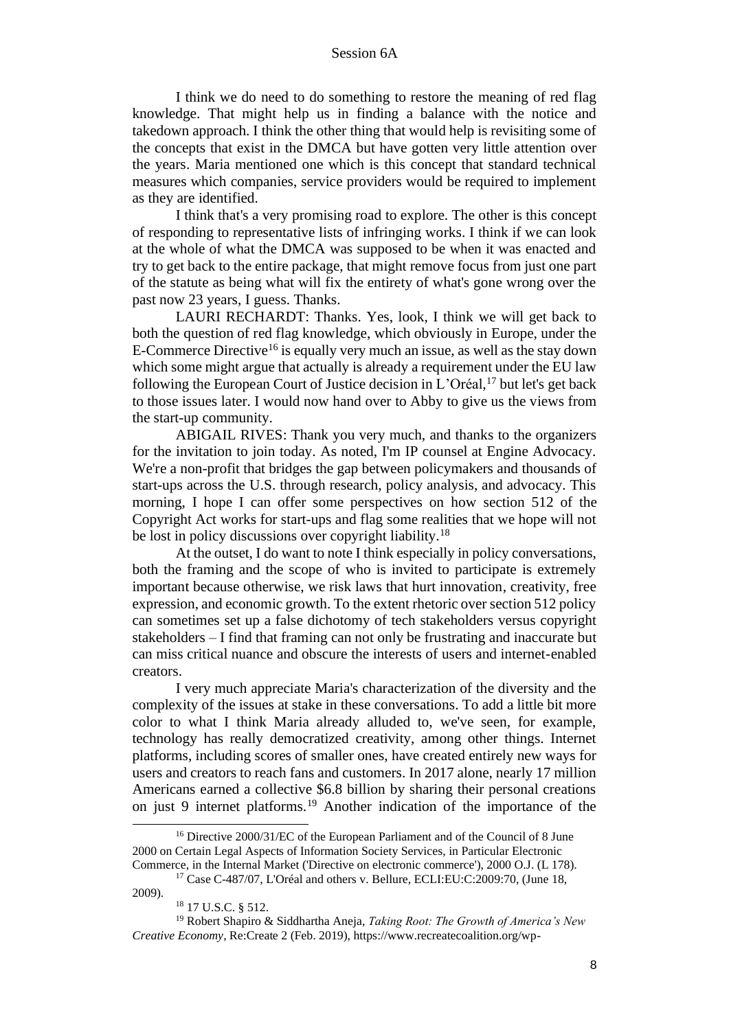I think we do need to do something to restore the meaning of red flag knowledge. That might help us in finding a balance with the notice and takedown approach. I think the other thing that would help is revisiting some of the concepts that exist in the DMCA but have gotten very little attention over the years. Maria mentioned one which is this concept that standard technical measures which companies, service providers would be required to implement as they are identified.

I think that's a very promising road to explore. The other is this concept of responding to representative lists of infringing works. I think if we can look at the whole of what the DMCA was supposed to be when it was enacted and try to get back to the entire package, that might remove focus from just one part of the statute as being what will fix the entirety of what's gone wrong over the past now 23 years, I guess. Thanks.

LAURI RECHARDT: Thanks. Yes, look, I think we will get back to both the question of red flag knowledge, which obviously in Europe, under the E-Commerce Directive[16] is equally very much an issue, as well as the stay down which some might argue that actually is already a requirement under the EU law following the European Court of Justice decision in L'Oréal,[17] but let's get back to those issues later. I would now hand over to Abby to give us the views from the start-up community.

ABIGAIL RIVES: Thank you very much, and thanks to the organizers for the invitation to join today. As noted, I'm IP counsel at Engine Advocacy. We're a non-profit that bridges the gap between policymakers and thousands of start-ups across the U.S. through research, policy analysis, and advocacy. This morning, I hope I can offer some perspectives on how section 512 of the Copyright Act works for start-ups and flag some realities that we hope will not be lost in policy discussions over copyright liability.[18]

At the outset, I do want to note I think especially in policy conversations, both the framing and the scope of who is invited to participate is extremely important because otherwise, we risk laws that hurt innovation, creativity, free expression, and economic growth. To the extent rhetoric over section 512 policy can sometimes set up a false dichotomy of tech stakeholders versus copyright stakeholders – I find that framing can not only be frustrating and inaccurate but can miss critical nuance and obscure the interests of users and internet-enabled creators.

I very much appreciate Maria's characterization of the diversity and the complexity of the issues at stake in these conversations. To add a little bit more color to what I think Maria already alluded to, we've seen, for example, technology has really democratized creativity, among other things. Internet platforms, including scores of smaller ones, have created entirely new ways for users and creators to reach fans and customers. In 2017 alone, nearly 17 million Americans earned a collective $6.8 billion by sharing their personal creations on just 9 internet platforms.[19] Another indication of the importance of the

---

[16] Directive 2000/31/EC of the European Parliament and of the Council of 8 June 2000 on Certain Legal Aspects of Information Society Services, in Particular Electronic Commerce, in the Internal Market ('Directive on electronic commerce'), 2000 O.J. (L 178).

[17] Case C-487/07, L'Oréal and others v. Bellure, ECLI:EU:C:2009:70, (June 18, 2009).

[18] 17 U.S.C. § 512.

[19] Robert Shapiro & Siddhartha Aneja, *Taking Root: The Growth of America's New Creative Economy*, Re:Create 2 (Feb. 2019), https://www.recreatecoalition.org/wp-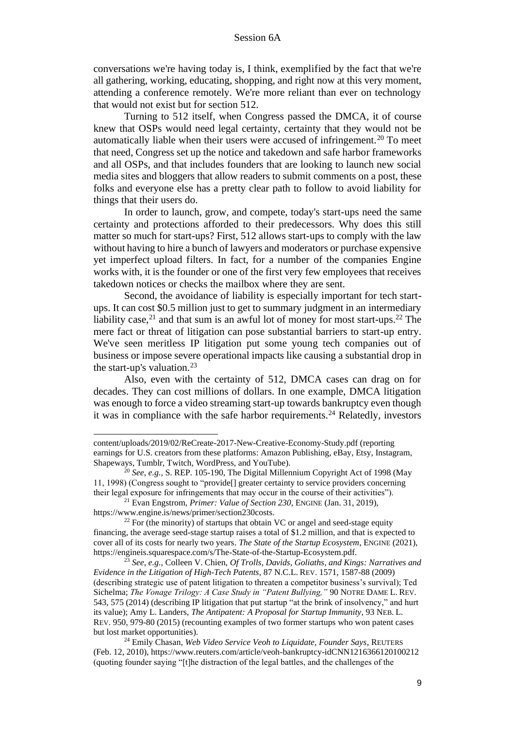conversations we're having today is, I think, exemplified by the fact that we're all gathering, working, educating, shopping, and right now at this very moment, attending a conference remotely. We're more reliant than ever on technology that would not exist but for section 512.

Turning to 512 itself, when Congress passed the DMCA, it of course knew that OSPs would need legal certainty, certainty that they would not be automatically liable when their users were accused of infringement.[20] To meet that need, Congress set up the notice and takedown and safe harbor frameworks and all OSPs, and that includes founders that are looking to launch new social media sites and bloggers that allow readers to submit comments on a post, these folks and everyone else has a pretty clear path to follow to avoid liability for things that their users do.

In order to launch, grow, and compete, today's start-ups need the same certainty and protections afforded to their predecessors. Why does this still matter so much for start-ups? First, 512 allows start-ups to comply with the law without having to hire a bunch of lawyers and moderators or purchase expensive yet imperfect upload filters. In fact, for a number of the companies Engine works with, it is the founder or one of the first very few employees that receives takedown notices or checks the mailbox where they are sent.

Second, the avoidance of liability is especially important for tech start-ups. It can cost \$0.5 million just to get to summary judgment in an intermediary liability case,[21] and that sum is an awful lot of money for most start-ups.[22] The mere fact or threat of litigation can pose substantial barriers to start-up entry. We've seen meritless IP litigation put some young tech companies out of business or impose severe operational impacts like causing a substantial drop in the start-up's valuation.[23]

Also, even with the certainty of 512, DMCA cases can drag on for decades. They can cost millions of dollars. In one example, DMCA litigation was enough to force a video streaming start-up towards bankruptcy even though it was in compliance with the safe harbor requirements.[24] Relatedly, investors

---

content/uploads/2019/02/ReCreate-2017-New-Creative-Economy-Study.pdf (reporting earnings for U.S. creators from these platforms: Amazon Publishing, eBay, Etsy, Instagram, Shapeways, Tumblr, Twitch, WordPress, and YouTube).

[20] *See, e.g.*, S. REP. 105-190, The Digital Millennium Copyright Act of 1998 (May 11, 1998) (Congress sought to "provide[] greater certainty to service providers concerning their legal exposure for infringements that may occur in the course of their activities").

[21] Evan Engstrom, *Primer: Value of Section 230*, ENGINE (Jan. 31, 2019), https://www.engine.is/news/primer/section230costs.

[22] For (the minority) of startups that obtain VC or angel and seed-stage equity financing, the average seed-stage startup raises a total of \$1.2 million, and that is expected to cover all of its costs for nearly two years. *The State of the Startup Ecosystem*, ENGINE (2021), https://engineis.squarespace.com/s/The-State-of-the-Startup-Ecosystem.pdf.

[23] *See, e.g.*, Colleen V. Chien, *Of Trolls, Davids, Goliaths, and Kings: Narratives and Evidence in the Litigation of High-Tech Patents*, 87 N.C.L. REV. 1571, 1587-88 (2009) (describing strategic use of patent litigation to threaten a competitor business's survival); Ted Sichelma; *The Vonage Trilogy: A Case Study in "Patent Bullying,"* 90 NOTRE DAME L. REV. 543, 575 (2014) (describing IP litigation that put startup "at the brink of insolvency," and hurt its value); Amy L. Landers, *The Antipatent: A Proposal for Startup Immunity*, 93 NEB. L. REV. 950, 979-80 (2015) (recounting examples of two former startups who won patent cases but lost market opportunities).

[24] Emily Chasan, *Web Video Service Veoh to Liquidate, Founder Says*, REUTERS (Feb. 12, 2010), https://www.reuters.com/article/veoh-bankruptcy-idCNN1216366120100212 (quoting founder saying "[t]he distraction of the legal battles, and the challenges of the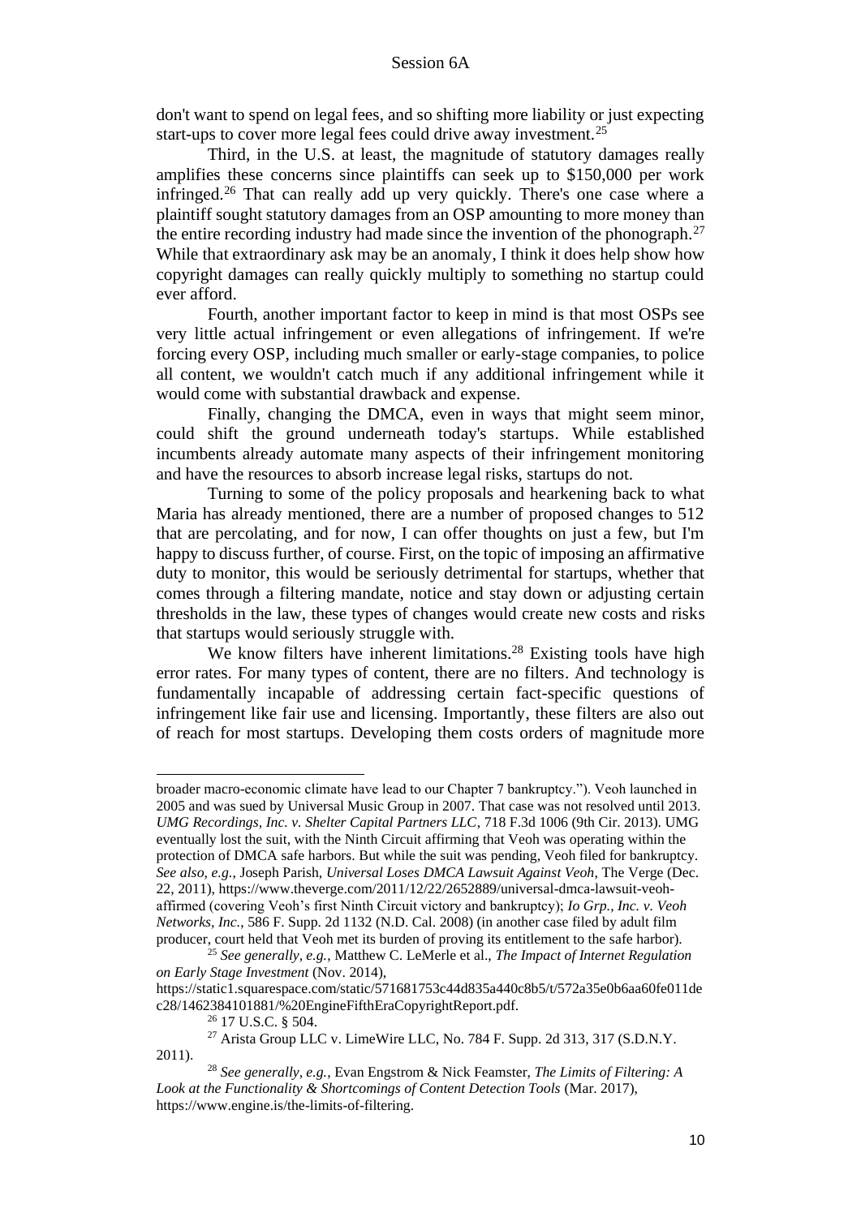don't want to spend on legal fees, and so shifting more liability or just expecting start-ups to cover more legal fees could drive away investment.[25]

Third, in the U.S. at least, the magnitude of statutory damages really amplifies these concerns since plaintiffs can seek up to $150,000 per work infringed.[26] That can really add up very quickly. There's one case where a plaintiff sought statutory damages from an OSP amounting to more money than the entire recording industry had made since the invention of the phonograph.[27] While that extraordinary ask may be an anomaly, I think it does help show how copyright damages can really quickly multiply to something no startup could ever afford.

Fourth, another important factor to keep in mind is that most OSPs see very little actual infringement or even allegations of infringement. If we're forcing every OSP, including much smaller or early-stage companies, to police all content, we wouldn't catch much if any additional infringement while it would come with substantial drawback and expense.

Finally, changing the DMCA, even in ways that might seem minor, could shift the ground underneath today's startups. While established incumbents already automate many aspects of their infringement monitoring and have the resources to absorb increase legal risks, startups do not.

Turning to some of the policy proposals and hearkening back to what Maria has already mentioned, there are a number of proposed changes to 512 that are percolating, and for now, I can offer thoughts on just a few, but I'm happy to discuss further, of course. First, on the topic of imposing an affirmative duty to monitor, this would be seriously detrimental for startups, whether that comes through a filtering mandate, notice and stay down or adjusting certain thresholds in the law, these types of changes would create new costs and risks that startups would seriously struggle with.

We know filters have inherent limitations.[28] Existing tools have high error rates. For many types of content, there are no filters. And technology is fundamentally incapable of addressing certain fact-specific questions of infringement like fair use and licensing. Importantly, these filters are also out of reach for most startups. Developing them costs orders of magnitude more

---

broader macro-economic climate have lead to our Chapter 7 bankruptcy."). Veoh launched in 2005 and was sued by Universal Music Group in 2007. That case was not resolved until 2013. *UMG Recordings, Inc. v. Shelter Capital Partners LLC*, 718 F.3d 1006 (9th Cir. 2013). UMG eventually lost the suit, with the Ninth Circuit affirming that Veoh was operating within the protection of DMCA safe harbors. But while the suit was pending, Veoh filed for bankruptcy. *See also, e.g.*, Joseph Parish, *Universal Loses DMCA Lawsuit Against Veoh*, The Verge (Dec. 22, 2011), https://www.theverge.com/2011/12/22/2652889/universal-dmca-lawsuit-veoh-affirmed (covering Veoh's first Ninth Circuit victory and bankruptcy); *Io Grp., Inc. v. Veoh Networks, Inc.*, 586 F. Supp. 2d 1132 (N.D. Cal. 2008) (in another case filed by adult film producer, court held that Veoh met its burden of proving its entitlement to the safe harbor).

[25] *See generally, e.g.*, Matthew C. LeMerle et al., *The Impact of Internet Regulation on Early Stage Investment* (Nov. 2014), https://static1.squarespace.com/static/571681753c44d835a440c8b5/t/572a35e0b6aa60fe011dec28/1462384101881/%20EngineFifthEraCopyrightReport.pdf.

[26] 17 U.S.C. § 504.

[27] Arista Group LLC v. LimeWire LLC, No. 784 F. Supp. 2d 313, 317 (S.D.N.Y. 2011).

[28] *See generally, e.g.*, Evan Engstrom & Nick Feamster, *The Limits of Filtering: A Look at the Functionality & Shortcomings of Content Detection Tools* (Mar. 2017), https://www.engine.is/the-limits-of-filtering.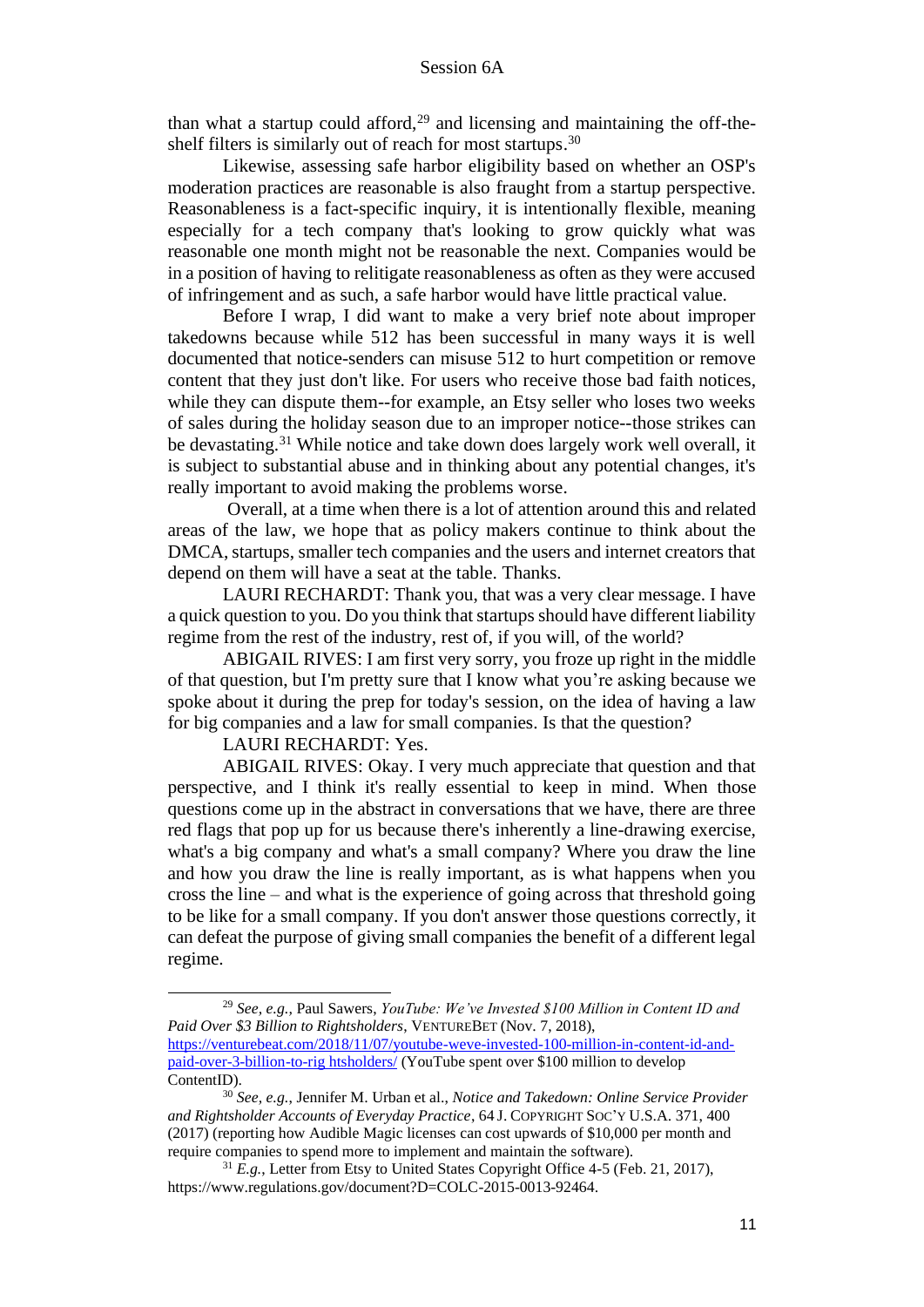than what a startup could afford,[29] and licensing and maintaining the off-the-shelf filters is similarly out of reach for most startups.[30]

Likewise, assessing safe harbor eligibility based on whether an OSP's moderation practices are reasonable is also fraught from a startup perspective. Reasonableness is a fact-specific inquiry, it is intentionally flexible, meaning especially for a tech company that's looking to grow quickly what was reasonable one month might not be reasonable the next. Companies would be in a position of having to relitigate reasonableness as often as they were accused of infringement and as such, a safe harbor would have little practical value.

Before I wrap, I did want to make a very brief note about improper takedowns because while 512 has been successful in many ways it is well documented that notice-senders can misuse 512 to hurt competition or remove content that they just don't like. For users who receive those bad faith notices, while they can dispute them--for example, an Etsy seller who loses two weeks of sales during the holiday season due to an improper notice--those strikes can be devastating.[31] While notice and take down does largely work well overall, it is subject to substantial abuse and in thinking about any potential changes, it's really important to avoid making the problems worse.

Overall, at a time when there is a lot of attention around this and related areas of the law, we hope that as policy makers continue to think about the DMCA, startups, smaller tech companies and the users and internet creators that depend on them will have a seat at the table. Thanks.

LAURI RECHARDT: Thank you, that was a very clear message. I have a quick question to you. Do you think that startups should have different liability regime from the rest of the industry, rest of, if you will, of the world?

ABIGAIL RIVES: I am first very sorry, you froze up right in the middle of that question, but I'm pretty sure that I know what you're asking because we spoke about it during the prep for today's session, on the idea of having a law for big companies and a law for small companies. Is that the question?

LAURI RECHARDT: Yes.

ABIGAIL RIVES: Okay. I very much appreciate that question and that perspective, and I think it's really essential to keep in mind. When those questions come up in the abstract in conversations that we have, there are three red flags that pop up for us because there's inherently a line-drawing exercise, what's a big company and what's a small company? Where you draw the line and how you draw the line is really important, as is what happens when you cross the line – and what is the experience of going across that threshold going to be like for a small company. If you don't answer those questions correctly, it can defeat the purpose of giving small companies the benefit of a different legal regime.

---

[29] *See, e.g.*, Paul Sawers, *YouTube: We've Invested $100 Million in Content ID and Paid Over $3 Billion to Rightsholders*, VENTUREBEAT (Nov. 7, 2018), https://venturebeat.com/2018/11/07/youtube-weve-invested-100-million-in-content-id-and-paid-over-3-billion-to-rig htsholders/ (YouTube spent over $100 million to develop ContentID).

[30] *See, e.g.*, Jennifer M. Urban et al., *Notice and Takedown: Online Service Provider and Rightsholder Accounts of Everyday Practice*, 64 J. COPYRIGHT SOC'Y U.S.A. 371, 400 (2017) (reporting how Audible Magic licenses can cost upwards of $10,000 per month and require companies to spend more to implement and maintain the software).

[31] *E.g.*, Letter from Etsy to United States Copyright Office 4-5 (Feb. 21, 2017), https://www.regulations.gov/document?D=COLC-2015-0013-92464.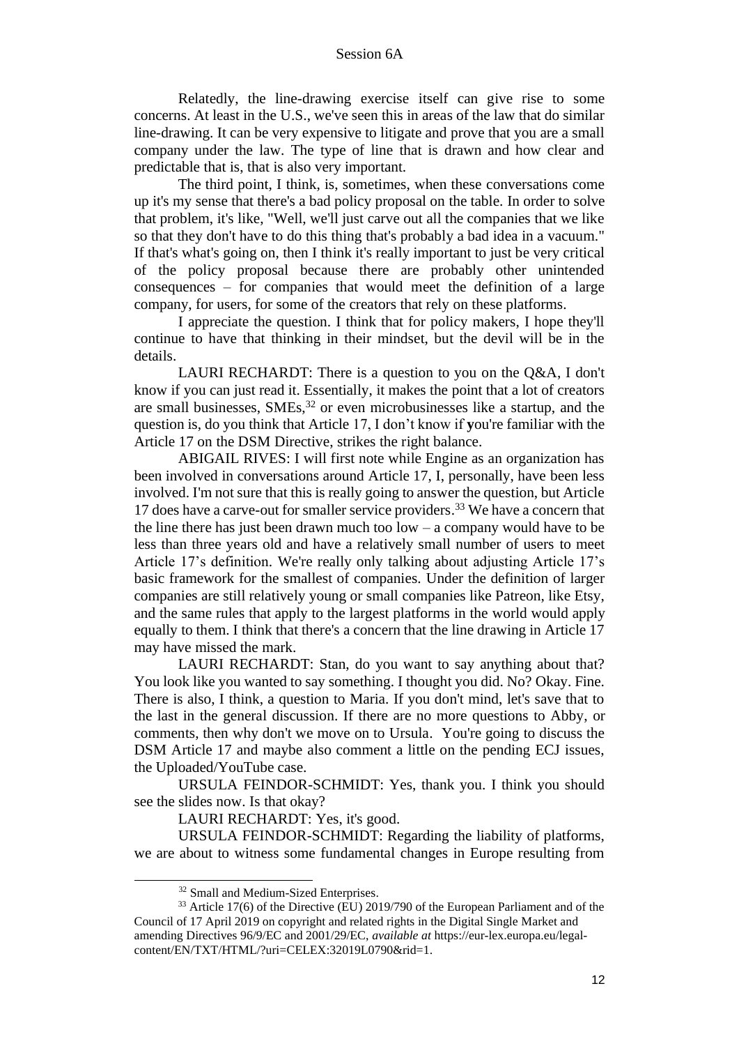Relatedly, the line-drawing exercise itself can give rise to some concerns. At least in the U.S., we've seen this in areas of the law that do similar line-drawing. It can be very expensive to litigate and prove that you are a small company under the law. The type of line that is drawn and how clear and predictable that is, that is also very important.

The third point, I think, is, sometimes, when these conversations come up it's my sense that there's a bad policy proposal on the table. In order to solve that problem, it's like, "Well, we'll just carve out all the companies that we like so that they don't have to do this thing that's probably a bad idea in a vacuum." If that's what's going on, then I think it's really important to just be very critical of the policy proposal because there are probably other unintended consequences – for companies that would meet the definition of a large company, for users, for some of the creators that rely on these platforms.

I appreciate the question. I think that for policy makers, I hope they'll continue to have that thinking in their mindset, but the devil will be in the details.

LAURI RECHARDT: There is a question to you on the Q&A, I don't know if you can just read it. Essentially, it makes the point that a lot of creators are small businesses, SMEs,[32] or even microbusinesses like a startup, and the question is, do you think that Article 17, I don't know if **y**ou're familiar with the Article 17 on the DSM Directive, strikes the right balance.

ABIGAIL RIVES: I will first note while Engine as an organization has been involved in conversations around Article 17, I, personally, have been less involved. I'm not sure that this is really going to answer the question, but Article 17 does have a carve-out for smaller service providers.[33] We have a concern that the line there has just been drawn much too low – a company would have to be less than three years old and have a relatively small number of users to meet Article 17's definition. We're really only talking about adjusting Article 17's basic framework for the smallest of companies. Under the definition of larger companies are still relatively young or small companies like Patreon, like Etsy, and the same rules that apply to the largest platforms in the world would apply equally to them. I think that there's a concern that the line drawing in Article 17 may have missed the mark.

LAURI RECHARDT: Stan, do you want to say anything about that? You look like you wanted to say something. I thought you did. No? Okay. Fine. There is also, I think, a question to Maria. If you don't mind, let's save that to the last in the general discussion. If there are no more questions to Abby, or comments, then why don't we move on to Ursula. You're going to discuss the DSM Article 17 and maybe also comment a little on the pending ECJ issues, the Uploaded/YouTube case.

URSULA FEINDOR-SCHMIDT: Yes, thank you. I think you should see the slides now. Is that okay?

LAURI RECHARDT: Yes, it's good.

URSULA FEINDOR-SCHMIDT: Regarding the liability of platforms, we are about to witness some fundamental changes in Europe resulting from

---

[32] Small and Medium-Sized Enterprises.

[33] Article 17(6) of the Directive (EU) 2019/790 of the European Parliament and of the Council of 17 April 2019 on copyright and related rights in the Digital Single Market and amending Directives 96/9/EC and 2001/29/EC, *available at* https://eur-lex.europa.eu/legal-content/EN/TXT/HTML/?uri=CELEX:32019L0790&rid=1.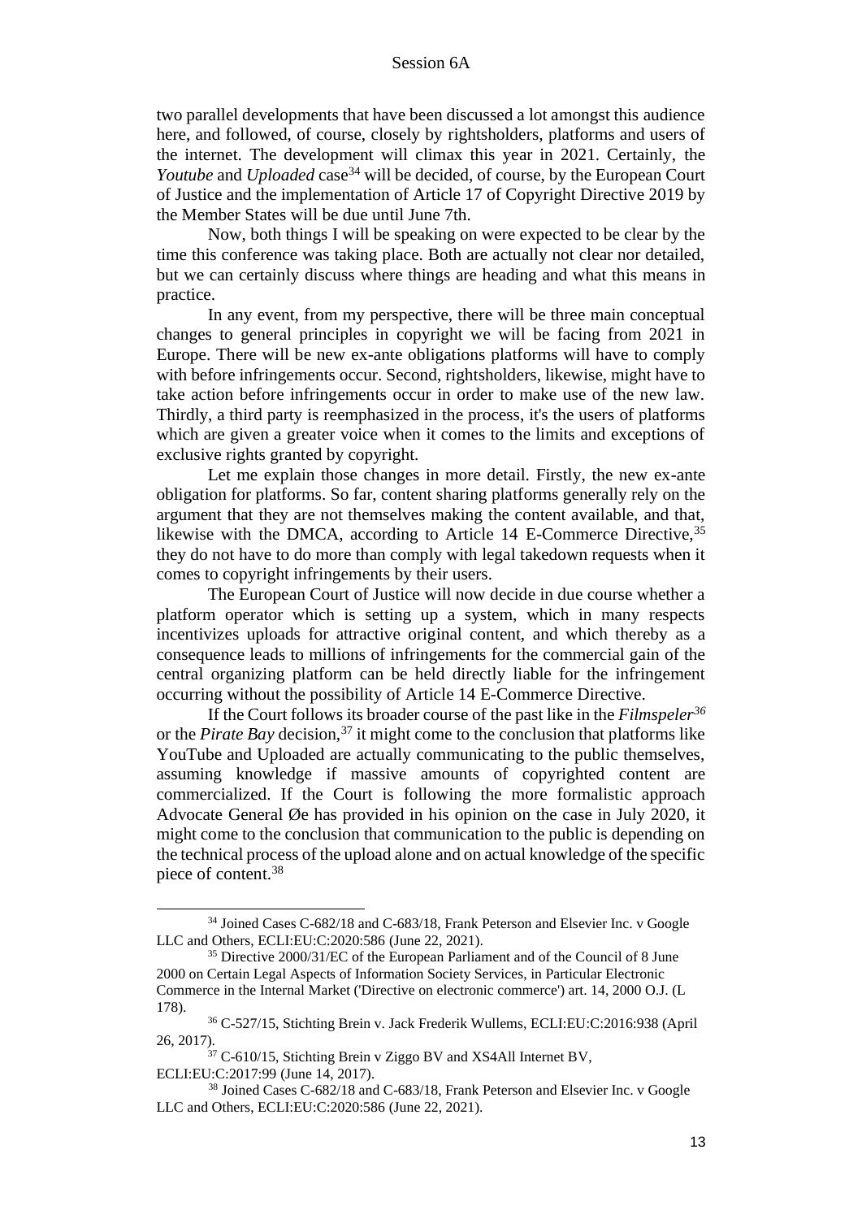two parallel developments that have been discussed a lot amongst this audience here, and followed, of course, closely by rightsholders, platforms and users of the internet. The development will climax this year in 2021. Certainly, the *Youtube* and *Uploaded* case[34] will be decided, of course, by the European Court of Justice and the implementation of Article 17 of Copyright Directive 2019 by the Member States will be due until June 7th.

Now, both things I will be speaking on were expected to be clear by the time this conference was taking place. Both are actually not clear nor detailed, but we can certainly discuss where things are heading and what this means in practice.

In any event, from my perspective, there will be three main conceptual changes to general principles in copyright we will be facing from 2021 in Europe. There will be new ex-ante obligations platforms will have to comply with before infringements occur. Second, rightsholders, likewise, might have to take action before infringements occur in order to make use of the new law. Thirdly, a third party is reemphasized in the process, it's the users of platforms which are given a greater voice when it comes to the limits and exceptions of exclusive rights granted by copyright.

Let me explain those changes in more detail. Firstly, the new ex-ante obligation for platforms. So far, content sharing platforms generally rely on the argument that they are not themselves making the content available, and that, likewise with the DMCA, according to Article 14 E-Commerce Directive,[35] they do not have to do more than comply with legal takedown requests when it comes to copyright infringements by their users.

The European Court of Justice will now decide in due course whether a platform operator which is setting up a system, which in many respects incentivizes uploads for attractive original content, and which thereby as a consequence leads to millions of infringements for the commercial gain of the central organizing platform can be held directly liable for the infringement occurring without the possibility of Article 14 E-Commerce Directive.

If the Court follows its broader course of the past like in the *Filmspeler*[36] or the *Pirate Bay* decision,[37] it might come to the conclusion that platforms like YouTube and Uploaded are actually communicating to the public themselves, assuming knowledge if massive amounts of copyrighted content are commercialized. If the Court is following the more formalistic approach Advocate General Øe has provided in his opinion on the case in July 2020, it might come to the conclusion that communication to the public is depending on the technical process of the upload alone and on actual knowledge of the specific piece of content.[38]

---

[34] Joined Cases C-682/18 and C-683/18, Frank Peterson and Elsevier Inc. v Google LLC and Others, ECLI:EU:C:2020:586 (June 22, 2021).

[35] Directive 2000/31/EC of the European Parliament and of the Council of 8 June 2000 on Certain Legal Aspects of Information Society Services, in Particular Electronic Commerce in the Internal Market ('Directive on electronic commerce') art. 14, 2000 O.J. (L 178).

[36] C-527/15, Stichting Brein v. Jack Frederik Wullems, ECLI:EU:C:2016:938 (April 26, 2017).

[37] C-610/15, Stichting Brein v Ziggo BV and XS4All Internet BV, ECLI:EU:C:2017:99 (June 14, 2017).

[38] Joined Cases C-682/18 and C-683/18, Frank Peterson and Elsevier Inc. v Google LLC and Others, ECLI:EU:C:2020:586 (June 22, 2021).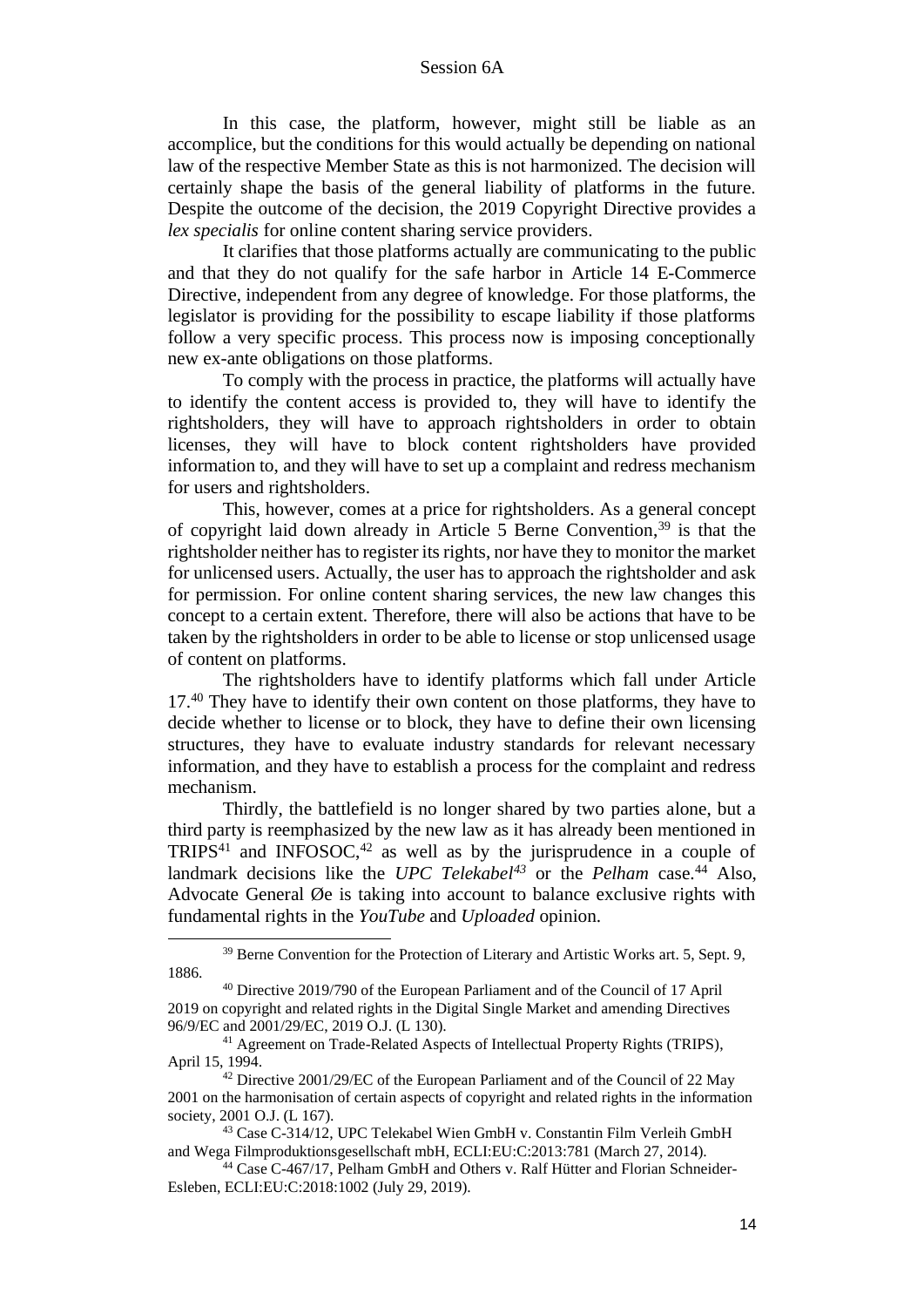In this case, the platform, however, might still be liable as an accomplice, but the conditions for this would actually be depending on national law of the respective Member State as this is not harmonized. The decision will certainly shape the basis of the general liability of platforms in the future. Despite the outcome of the decision, the 2019 Copyright Directive provides a *lex specialis* for online content sharing service providers.

It clarifies that those platforms actually are communicating to the public and that they do not qualify for the safe harbor in Article 14 E-Commerce Directive, independent from any degree of knowledge. For those platforms, the legislator is providing for the possibility to escape liability if those platforms follow a very specific process. This process now is imposing conceptionally new ex-ante obligations on those platforms.

To comply with the process in practice, the platforms will actually have to identify the content access is provided to, they will have to identify the rightsholders, they will have to approach rightsholders in order to obtain licenses, they will have to block content rightsholders have provided information to, and they will have to set up a complaint and redress mechanism for users and rightsholders.

This, however, comes at a price for rightsholders. As a general concept of copyright laid down already in Article 5 Berne Convention,[39] is that the rightsholder neither has to register its rights, nor have they to monitor the market for unlicensed users. Actually, the user has to approach the rightsholder and ask for permission. For online content sharing services, the new law changes this concept to a certain extent. Therefore, there will also be actions that have to be taken by the rightsholders in order to be able to license or stop unlicensed usage of content on platforms.

The rightsholders have to identify platforms which fall under Article 17.[40] They have to identify their own content on those platforms, they have to decide whether to license or to block, they have to define their own licensing structures, they have to evaluate industry standards for relevant necessary information, and they have to establish a process for the complaint and redress mechanism.

Thirdly, the battlefield is no longer shared by two parties alone, but a third party is reemphasized by the new law as it has already been mentioned in TRIPS[41] and INFOSOC,[42] as well as by the jurisprudence in a couple of landmark decisions like the *UPC Telekabel*[43] or the *Pelham* case.[44] Also, Advocate General Øe is taking into account to balance exclusive rights with fundamental rights in the *YouTube* and *Uploaded* opinion.

---

[39] Berne Convention for the Protection of Literary and Artistic Works art. 5, Sept. 9, 1886.

[40] Directive 2019/790 of the European Parliament and of the Council of 17 April 2019 on copyright and related rights in the Digital Single Market and amending Directives 96/9/EC and 2001/29/EC, 2019 O.J. (L 130).

[41] Agreement on Trade-Related Aspects of Intellectual Property Rights (TRIPS), April 15, 1994.

[42] Directive 2001/29/EC of the European Parliament and of the Council of 22 May 2001 on the harmonisation of certain aspects of copyright and related rights in the information society, 2001 O.J. (L 167).

[43] Case C-314/12, UPC Telekabel Wien GmbH v. Constantin Film Verleih GmbH and Wega Filmproduktionsgesellschaft mbH, ECLI:EU:C:2013:781 (March 27, 2014).

[44] Case C-467/17, Pelham GmbH and Others v. Ralf Hütter and Florian Schneider-Esleben, ECLI:EU:C:2018:1002 (July 29, 2019).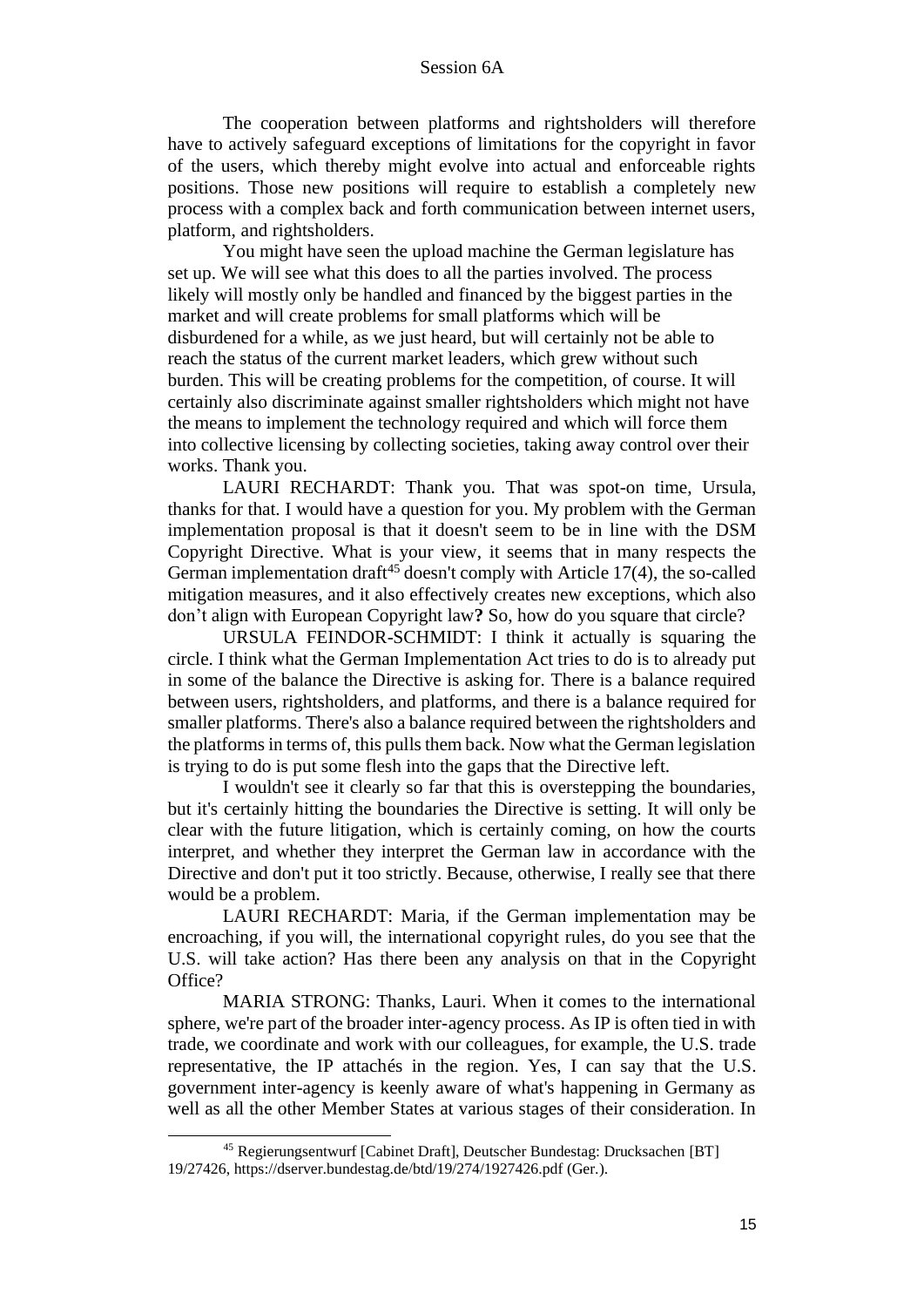The cooperation between platforms and rightsholders will therefore have to actively safeguard exceptions of limitations for the copyright in favor of the users, which thereby might evolve into actual and enforceable rights positions. Those new positions will require to establish a completely new process with a complex back and forth communication between internet users, platform, and rightsholders.

You might have seen the upload machine the German legislature has set up. We will see what this does to all the parties involved. The process likely will mostly only be handled and financed by the biggest parties in the market and will create problems for small platforms which will be disburdened for a while, as we just heard, but will certainly not be able to reach the status of the current market leaders, which grew without such burden. This will be creating problems for the competition, of course. It will certainly also discriminate against smaller rightsholders which might not have the means to implement the technology required and which will force them into collective licensing by collecting societies, taking away control over their works. Thank you.

LAURI RECHARDT: Thank you. That was spot-on time, Ursula, thanks for that. I would have a question for you. My problem with the German implementation proposal is that it doesn't seem to be in line with the DSM Copyright Directive. What is your view, it seems that in many respects the German implementation draft[45] doesn't comply with Article 17(4), the so-called mitigation measures, and it also effectively creates new exceptions, which also don't align with European Copyright law**?** So, how do you square that circle?

URSULA FEINDOR-SCHMIDT: I think it actually is squaring the circle. I think what the German Implementation Act tries to do is to already put in some of the balance the Directive is asking for. There is a balance required between users, rightsholders, and platforms, and there is a balance required for smaller platforms. There's also a balance required between the rightsholders and the platforms in terms of, this pulls them back. Now what the German legislation is trying to do is put some flesh into the gaps that the Directive left.

I wouldn't see it clearly so far that this is overstepping the boundaries, but it's certainly hitting the boundaries the Directive is setting. It will only be clear with the future litigation, which is certainly coming, on how the courts interpret, and whether they interpret the German law in accordance with the Directive and don't put it too strictly. Because, otherwise, I really see that there would be a problem.

LAURI RECHARDT: Maria, if the German implementation may be encroaching, if you will, the international copyright rules, do you see that the U.S. will take action? Has there been any analysis on that in the Copyright Office?

MARIA STRONG: Thanks, Lauri. When it comes to the international sphere, we're part of the broader inter-agency process. As IP is often tied in with trade, we coordinate and work with our colleagues, for example, the U.S. trade representative, the IP attachés in the region. Yes, I can say that the U.S. government inter-agency is keenly aware of what's happening in Germany as well as all the other Member States at various stages of their consideration. In

[45] Regierungsentwurf [Cabinet Draft], Deutscher Bundestag: Drucksachen [BT] 19/27426, https://dserver.bundestag.de/btd/19/274/1927426.pdf (Ger.).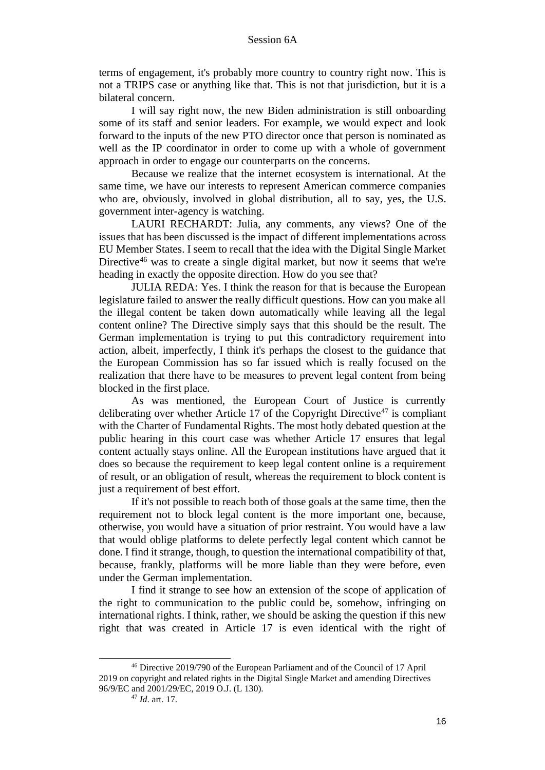terms of engagement, it's probably more country to country right now. This is not a TRIPS case or anything like that. This is not that jurisdiction, but it is a bilateral concern.

I will say right now, the new Biden administration is still onboarding some of its staff and senior leaders. For example, we would expect and look forward to the inputs of the new PTO director once that person is nominated as well as the IP coordinator in order to come up with a whole of government approach in order to engage our counterparts on the concerns.

Because we realize that the internet ecosystem is international. At the same time, we have our interests to represent American commerce companies who are, obviously, involved in global distribution, all to say, yes, the U.S. government inter-agency is watching.

LAURI RECHARDT: Julia, any comments, any views? One of the issues that has been discussed is the impact of different implementations across EU Member States. I seem to recall that the idea with the Digital Single Market Directive[46] was to create a single digital market, but now it seems that we're heading in exactly the opposite direction. How do you see that?

JULIA REDA: Yes. I think the reason for that is because the European legislature failed to answer the really difficult questions. How can you make all the illegal content be taken down automatically while leaving all the legal content online? The Directive simply says that this should be the result. The German implementation is trying to put this contradictory requirement into action, albeit, imperfectly, I think it's perhaps the closest to the guidance that the European Commission has so far issued which is really focused on the realization that there have to be measures to prevent legal content from being blocked in the first place.

As was mentioned, the European Court of Justice is currently deliberating over whether Article 17 of the Copyright Directive[47] is compliant with the Charter of Fundamental Rights. The most hotly debated question at the public hearing in this court case was whether Article 17 ensures that legal content actually stays online. All the European institutions have argued that it does so because the requirement to keep legal content online is a requirement of result, or an obligation of result, whereas the requirement to block content is just a requirement of best effort.

If it's not possible to reach both of those goals at the same time, then the requirement not to block legal content is the more important one, because, otherwise, you would have a situation of prior restraint. You would have a law that would oblige platforms to delete perfectly legal content which cannot be done. I find it strange, though, to question the international compatibility of that, because, frankly, platforms will be more liable than they were before, even under the German implementation.

I find it strange to see how an extension of the scope of application of the right to communication to the public could be, somehow, infringing on international rights. I think, rather, we should be asking the question if this new right that was created in Article 17 is even identical with the right of

---

[46] Directive 2019/790 of the European Parliament and of the Council of 17 April 2019 on copyright and related rights in the Digital Single Market and amending Directives 96/9/EC and 2001/29/EC, 2019 O.J. (L 130).

[47] *Id*. art. 17.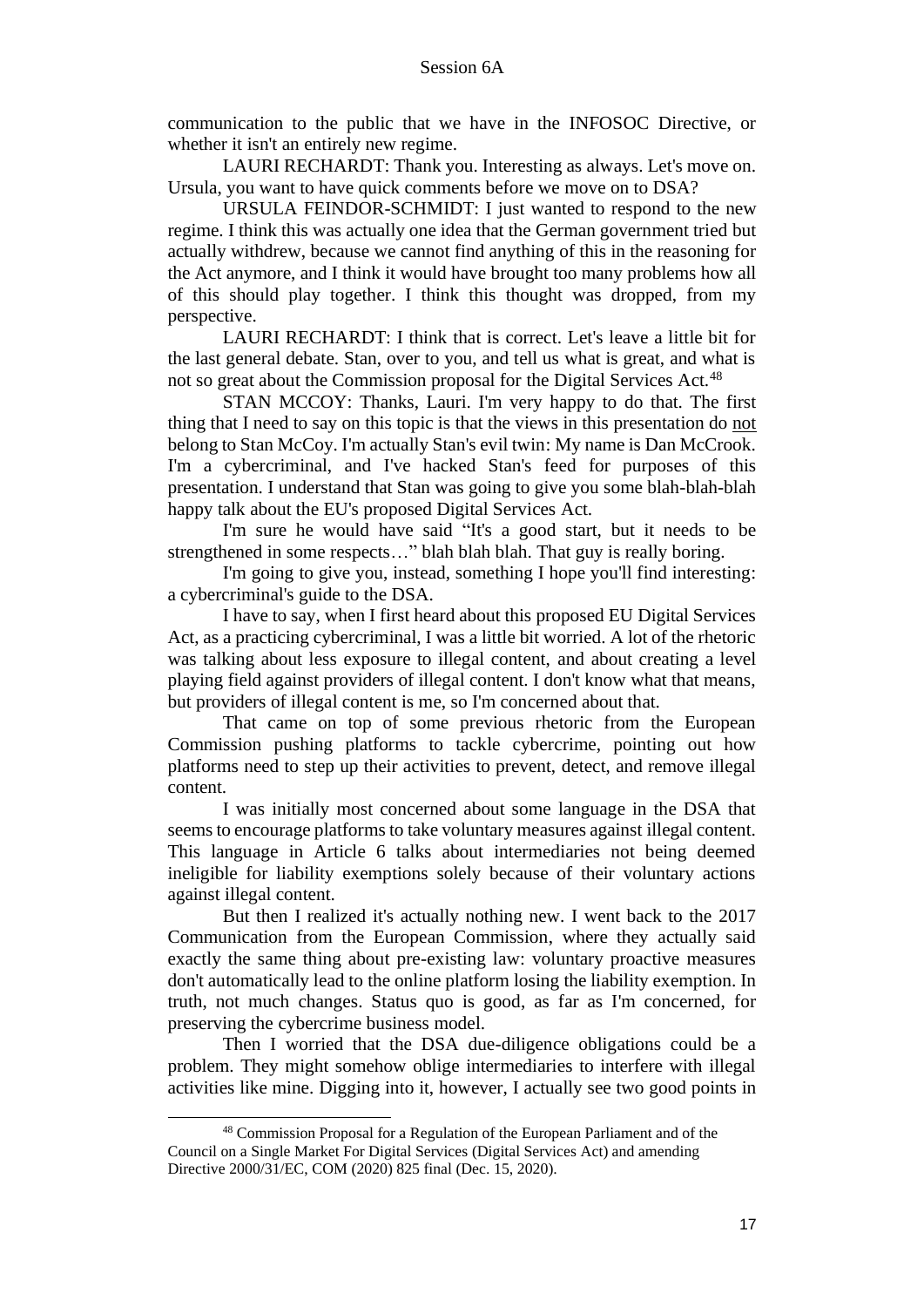communication to the public that we have in the INFOSOC Directive, or whether it isn't an entirely new regime.

LAURI RECHARDT: Thank you. Interesting as always. Let's move on. Ursula, you want to have quick comments before we move on to DSA?

URSULA FEINDOR-SCHMIDT: I just wanted to respond to the new regime. I think this was actually one idea that the German government tried but actually withdrew, because we cannot find anything of this in the reasoning for the Act anymore, and I think it would have brought too many problems how all of this should play together. I think this thought was dropped, from my perspective.

LAURI RECHARDT: I think that is correct. Let's leave a little bit for the last general debate. Stan, over to you, and tell us what is great, and what is not so great about the Commission proposal for the Digital Services Act.[48]

STAN MCCOY: Thanks, Lauri. I'm very happy to do that. The first thing that I need to say on this topic is that the views in this presentation do not belong to Stan McCoy. I'm actually Stan's evil twin: My name is Dan McCrook. I'm a cybercriminal, and I've hacked Stan's feed for purposes of this presentation. I understand that Stan was going to give you some blah-blah-blah happy talk about the EU's proposed Digital Services Act.

I'm sure he would have said "It's a good start, but it needs to be strengthened in some respects…" blah blah blah. That guy is really boring.

I'm going to give you, instead, something I hope you'll find interesting: a cybercriminal's guide to the DSA.

I have to say, when I first heard about this proposed EU Digital Services Act, as a practicing cybercriminal, I was a little bit worried. A lot of the rhetoric was talking about less exposure to illegal content, and about creating a level playing field against providers of illegal content. I don't know what that means, but providers of illegal content is me, so I'm concerned about that.

That came on top of some previous rhetoric from the European Commission pushing platforms to tackle cybercrime, pointing out how platforms need to step up their activities to prevent, detect, and remove illegal content.

I was initially most concerned about some language in the DSA that seems to encourage platforms to take voluntary measures against illegal content. This language in Article 6 talks about intermediaries not being deemed ineligible for liability exemptions solely because of their voluntary actions against illegal content.

But then I realized it's actually nothing new. I went back to the 2017 Communication from the European Commission, where they actually said exactly the same thing about pre-existing law: voluntary proactive measures don't automatically lead to the online platform losing the liability exemption. In truth, not much changes. Status quo is good, as far as I'm concerned, for preserving the cybercrime business model.

Then I worried that the DSA due-diligence obligations could be a problem. They might somehow oblige intermediaries to interfere with illegal activities like mine. Digging into it, however, I actually see two good points in

[48] Commission Proposal for a Regulation of the European Parliament and of the Council on a Single Market For Digital Services (Digital Services Act) and amending Directive 2000/31/EC, COM (2020) 825 final (Dec. 15, 2020).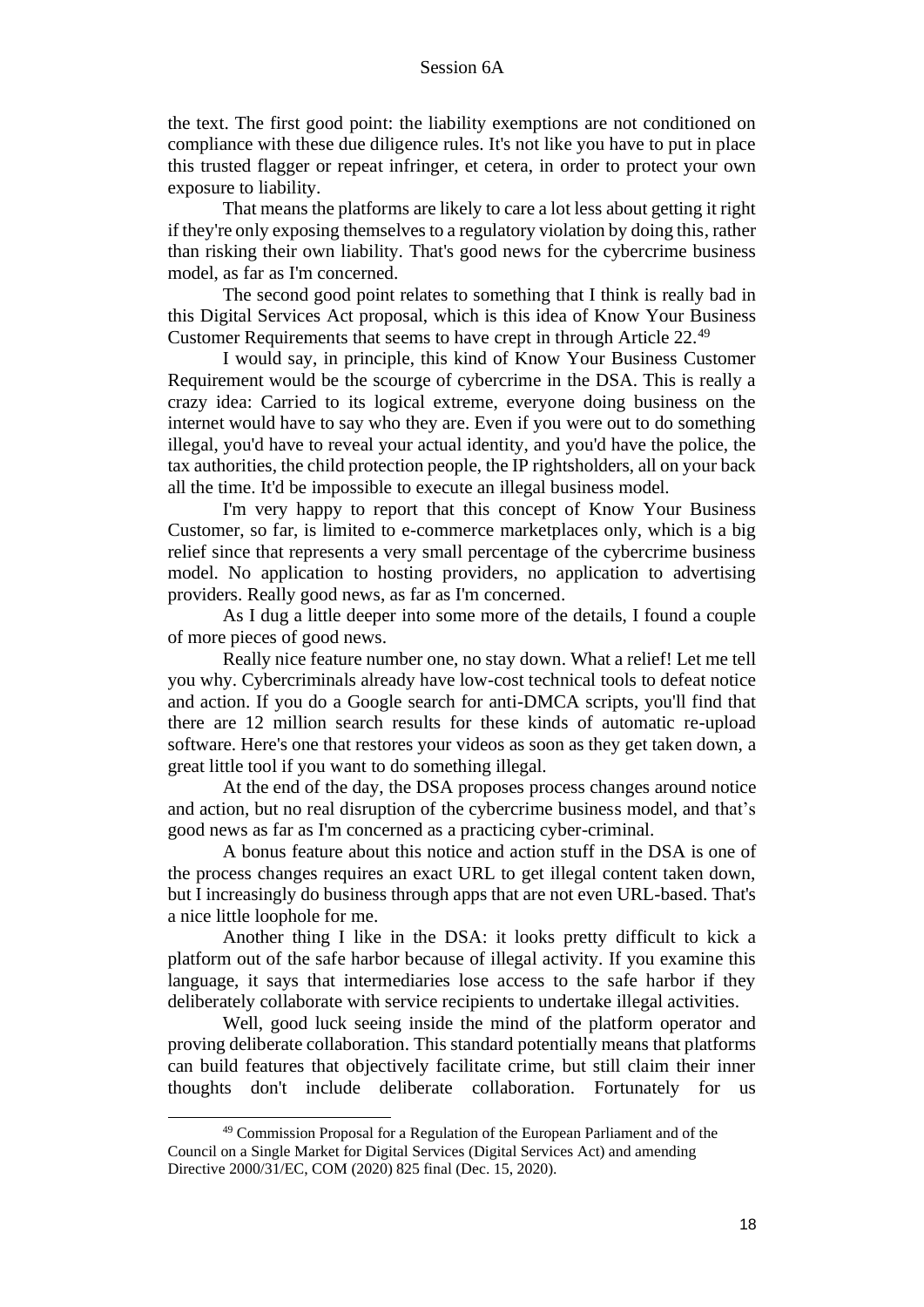the text. The first good point: the liability exemptions are not conditioned on compliance with these due diligence rules. It's not like you have to put in place this trusted flagger or repeat infringer, et cetera, in order to protect your own exposure to liability.

That means the platforms are likely to care a lot less about getting it right if they're only exposing themselves to a regulatory violation by doing this, rather than risking their own liability. That's good news for the cybercrime business model, as far as I'm concerned.

The second good point relates to something that I think is really bad in this Digital Services Act proposal, which is this idea of Know Your Business Customer Requirements that seems to have crept in through Article 22.[49]

I would say, in principle, this kind of Know Your Business Customer Requirement would be the scourge of cybercrime in the DSA. This is really a crazy idea: Carried to its logical extreme, everyone doing business on the internet would have to say who they are. Even if you were out to do something illegal, you'd have to reveal your actual identity, and you'd have the police, the tax authorities, the child protection people, the IP rightsholders, all on your back all the time. It'd be impossible to execute an illegal business model.

I'm very happy to report that this concept of Know Your Business Customer, so far, is limited to e-commerce marketplaces only, which is a big relief since that represents a very small percentage of the cybercrime business model. No application to hosting providers, no application to advertising providers. Really good news, as far as I'm concerned.

As I dug a little deeper into some more of the details, I found a couple of more pieces of good news.

Really nice feature number one, no stay down. What a relief! Let me tell you why. Cybercriminals already have low-cost technical tools to defeat notice and action. If you do a Google search for anti-DMCA scripts, you'll find that there are 12 million search results for these kinds of automatic re-upload software. Here's one that restores your videos as soon as they get taken down, a great little tool if you want to do something illegal.

At the end of the day, the DSA proposes process changes around notice and action, but no real disruption of the cybercrime business model, and that's good news as far as I'm concerned as a practicing cyber-criminal.

A bonus feature about this notice and action stuff in the DSA is one of the process changes requires an exact URL to get illegal content taken down, but I increasingly do business through apps that are not even URL-based. That's a nice little loophole for me.

Another thing I like in the DSA: it looks pretty difficult to kick a platform out of the safe harbor because of illegal activity. If you examine this language, it says that intermediaries lose access to the safe harbor if they deliberately collaborate with service recipients to undertake illegal activities.

Well, good luck seeing inside the mind of the platform operator and proving deliberate collaboration. This standard potentially means that platforms can build features that objectively facilitate crime, but still claim their inner thoughts don't include deliberate collaboration. Fortunately for us

[49] Commission Proposal for a Regulation of the European Parliament and of the Council on a Single Market for Digital Services (Digital Services Act) and amending Directive 2000/31/EC, COM (2020) 825 final (Dec. 15, 2020).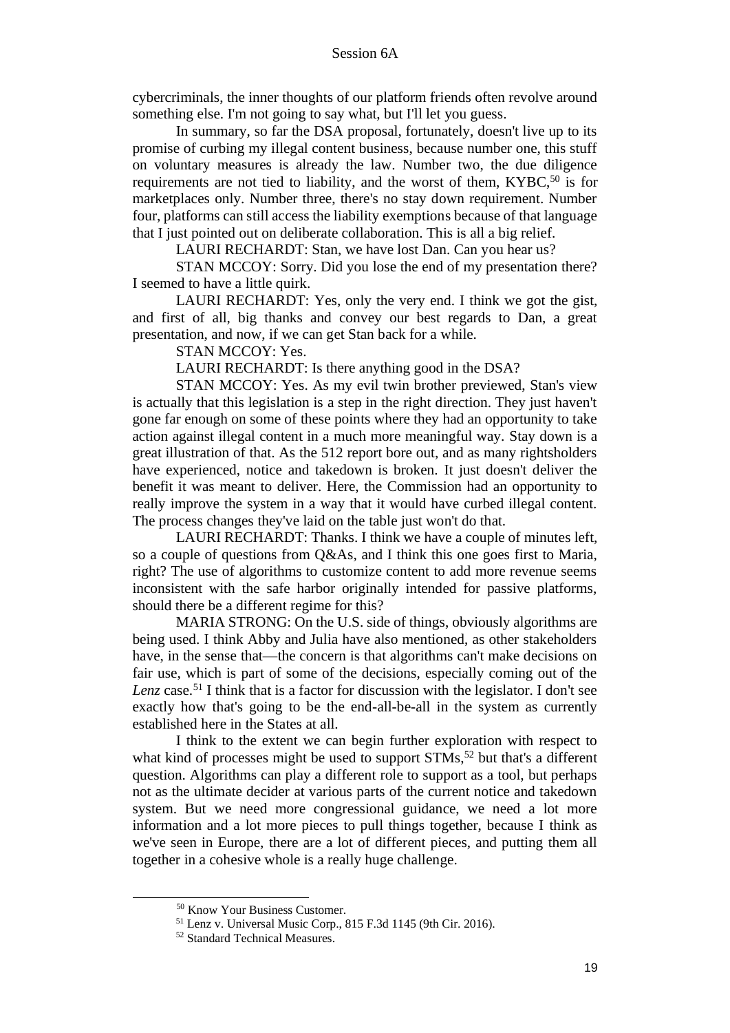cybercriminals, the inner thoughts of our platform friends often revolve around something else. I'm not going to say what, but I'll let you guess.

In summary, so far the DSA proposal, fortunately, doesn't live up to its promise of curbing my illegal content business, because number one, this stuff on voluntary measures is already the law. Number two, the due diligence requirements are not tied to liability, and the worst of them, KYBC,[50] is for marketplaces only. Number three, there's no stay down requirement. Number four, platforms can still access the liability exemptions because of that language that I just pointed out on deliberate collaboration. This is all a big relief.

LAURI RECHARDT: Stan, we have lost Dan. Can you hear us?

STAN MCCOY: Sorry. Did you lose the end of my presentation there? I seemed to have a little quirk.

LAURI RECHARDT: Yes, only the very end. I think we got the gist, and first of all, big thanks and convey our best regards to Dan, a great presentation, and now, if we can get Stan back for a while.

STAN MCCOY: Yes.

LAURI RECHARDT: Is there anything good in the DSA?

STAN MCCOY: Yes. As my evil twin brother previewed, Stan's view is actually that this legislation is a step in the right direction. They just haven't gone far enough on some of these points where they had an opportunity to take action against illegal content in a much more meaningful way. Stay down is a great illustration of that. As the 512 report bore out, and as many rightsholders have experienced, notice and takedown is broken. It just doesn't deliver the benefit it was meant to deliver. Here, the Commission had an opportunity to really improve the system in a way that it would have curbed illegal content. The process changes they've laid on the table just won't do that.

LAURI RECHARDT: Thanks. I think we have a couple of minutes left, so a couple of questions from Q&As, and I think this one goes first to Maria, right? The use of algorithms to customize content to add more revenue seems inconsistent with the safe harbor originally intended for passive platforms, should there be a different regime for this?

MARIA STRONG: On the U.S. side of things, obviously algorithms are being used. I think Abby and Julia have also mentioned, as other stakeholders have, in the sense that—the concern is that algorithms can't make decisions on fair use, which is part of some of the decisions, especially coming out of the *Lenz* case.[51] I think that is a factor for discussion with the legislator. I don't see exactly how that's going to be the end-all-be-all in the system as currently established here in the States at all.

I think to the extent we can begin further exploration with respect to what kind of processes might be used to support STMs,[52] but that's a different question. Algorithms can play a different role to support as a tool, but perhaps not as the ultimate decider at various parts of the current notice and takedown system. But we need more congressional guidance, we need a lot more information and a lot more pieces to pull things together, because I think as we've seen in Europe, there are a lot of different pieces, and putting them all together in a cohesive whole is a really huge challenge.

---

[50] Know Your Business Customer.

[51] Lenz v. Universal Music Corp., 815 F.3d 1145 (9th Cir. 2016).

[52] Standard Technical Measures.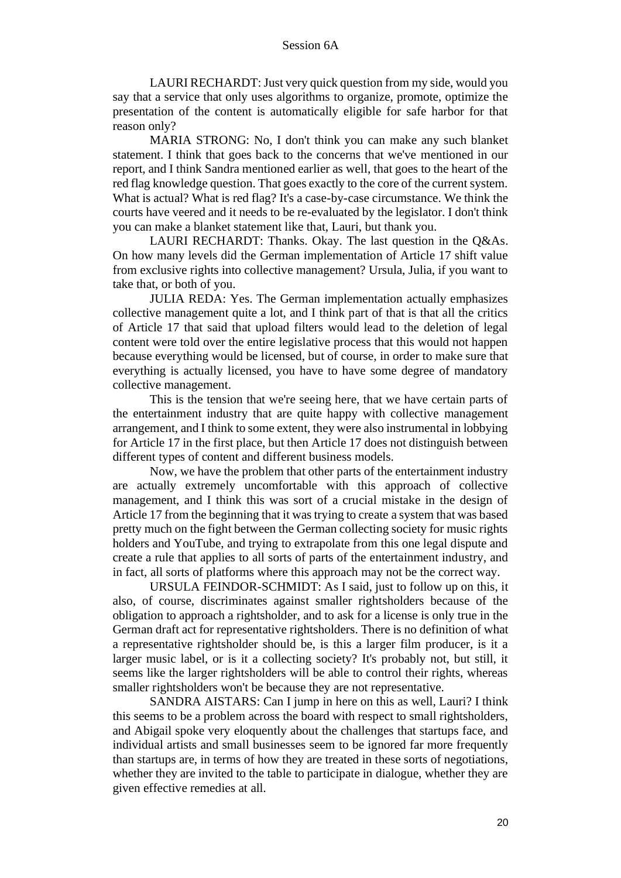LAURI RECHARDT: Just very quick question from my side, would you say that a service that only uses algorithms to organize, promote, optimize the presentation of the content is automatically eligible for safe harbor for that reason only?

MARIA STRONG: No, I don't think you can make any such blanket statement. I think that goes back to the concerns that we've mentioned in our report, and I think Sandra mentioned earlier as well, that goes to the heart of the red flag knowledge question. That goes exactly to the core of the current system. What is actual? What is red flag? It's a case-by-case circumstance. We think the courts have veered and it needs to be re-evaluated by the legislator. I don't think you can make a blanket statement like that, Lauri, but thank you.

LAURI RECHARDT: Thanks. Okay. The last question in the Q&As. On how many levels did the German implementation of Article 17 shift value from exclusive rights into collective management? Ursula, Julia, if you want to take that, or both of you.

JULIA REDA: Yes. The German implementation actually emphasizes collective management quite a lot, and I think part of that is that all the critics of Article 17 that said that upload filters would lead to the deletion of legal content were told over the entire legislative process that this would not happen because everything would be licensed, but of course, in order to make sure that everything is actually licensed, you have to have some degree of mandatory collective management.

This is the tension that we're seeing here, that we have certain parts of the entertainment industry that are quite happy with collective management arrangement, and I think to some extent, they were also instrumental in lobbying for Article 17 in the first place, but then Article 17 does not distinguish between different types of content and different business models.

Now, we have the problem that other parts of the entertainment industry are actually extremely uncomfortable with this approach of collective management, and I think this was sort of a crucial mistake in the design of Article 17 from the beginning that it was trying to create a system that was based pretty much on the fight between the German collecting society for music rights holders and YouTube, and trying to extrapolate from this one legal dispute and create a rule that applies to all sorts of parts of the entertainment industry, and in fact, all sorts of platforms where this approach may not be the correct way.

URSULA FEINDOR-SCHMIDT: As I said, just to follow up on this, it also, of course, discriminates against smaller rightsholders because of the obligation to approach a rightsholder, and to ask for a license is only true in the German draft act for representative rightsholders. There is no definition of what a representative rightsholder should be, is this a larger film producer, is it a larger music label, or is it a collecting society? It's probably not, but still, it seems like the larger rightsholders will be able to control their rights, whereas smaller rightsholders won't be because they are not representative.

SANDRA AISTARS: Can I jump in here on this as well, Lauri? I think this seems to be a problem across the board with respect to small rightsholders, and Abigail spoke very eloquently about the challenges that startups face, and individual artists and small businesses seem to be ignored far more frequently than startups are, in terms of how they are treated in these sorts of negotiations, whether they are invited to the table to participate in dialogue, whether they are given effective remedies at all.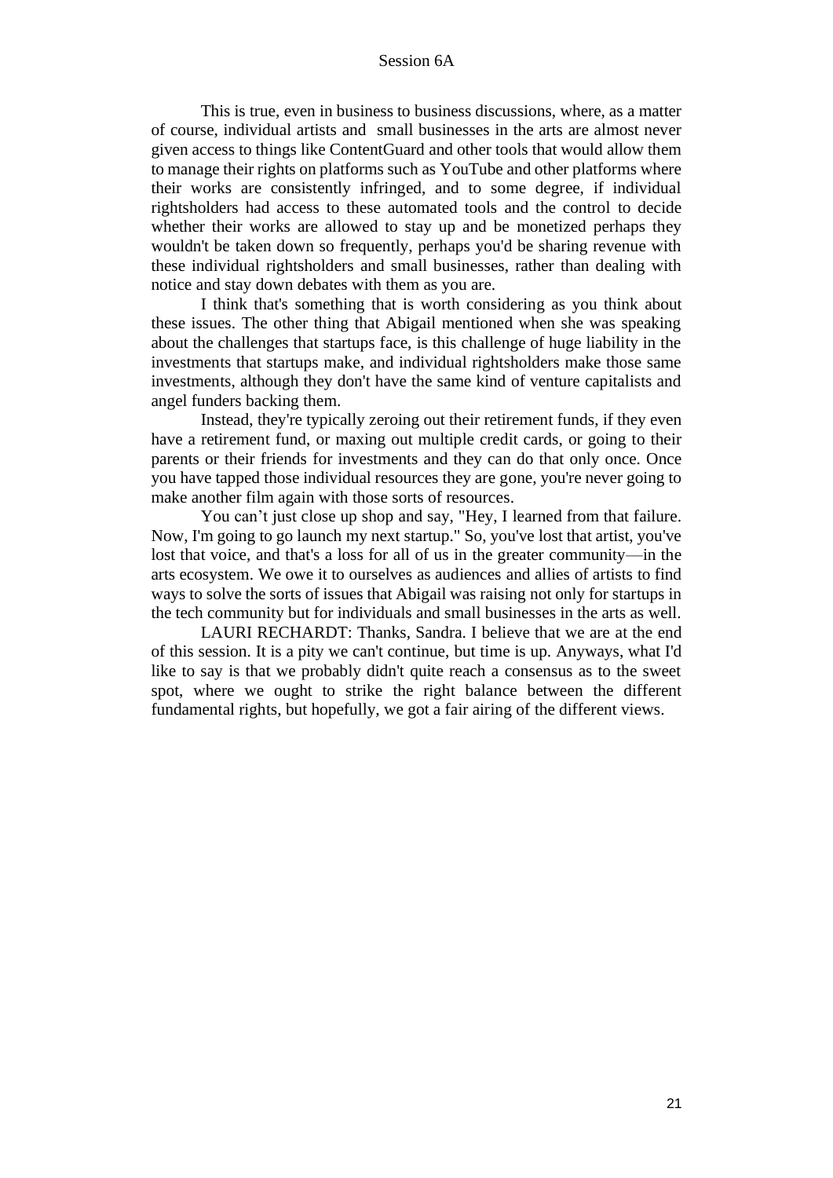This is true, even in business to business discussions, where, as a matter of course, individual artists and small businesses in the arts are almost never given access to things like ContentGuard and other tools that would allow them to manage their rights on platforms such as YouTube and other platforms where their works are consistently infringed, and to some degree, if individual rightsholders had access to these automated tools and the control to decide whether their works are allowed to stay up and be monetized perhaps they wouldn't be taken down so frequently, perhaps you'd be sharing revenue with these individual rightsholders and small businesses, rather than dealing with notice and stay down debates with them as you are.

I think that's something that is worth considering as you think about these issues. The other thing that Abigail mentioned when she was speaking about the challenges that startups face, is this challenge of huge liability in the investments that startups make, and individual rightsholders make those same investments, although they don't have the same kind of venture capitalists and angel funders backing them.

Instead, they're typically zeroing out their retirement funds, if they even have a retirement fund, or maxing out multiple credit cards, or going to their parents or their friends for investments and they can do that only once. Once you have tapped those individual resources they are gone, you're never going to make another film again with those sorts of resources.

You can’t just close up shop and say, "Hey, I learned from that failure. Now, I'm going to go launch my next startup." So, you've lost that artist, you've lost that voice, and that's a loss for all of us in the greater community—in the arts ecosystem. We owe it to ourselves as audiences and allies of artists to find ways to solve the sorts of issues that Abigail was raising not only for startups in the tech community but for individuals and small businesses in the arts as well.

LAURI RECHARDT: Thanks, Sandra. I believe that we are at the end of this session. It is a pity we can't continue, but time is up. Anyways, what I'd like to say is that we probably didn't quite reach a consensus as to the sweet spot, where we ought to strike the right balance between the different fundamental rights, but hopefully, we got a fair airing of the different views.